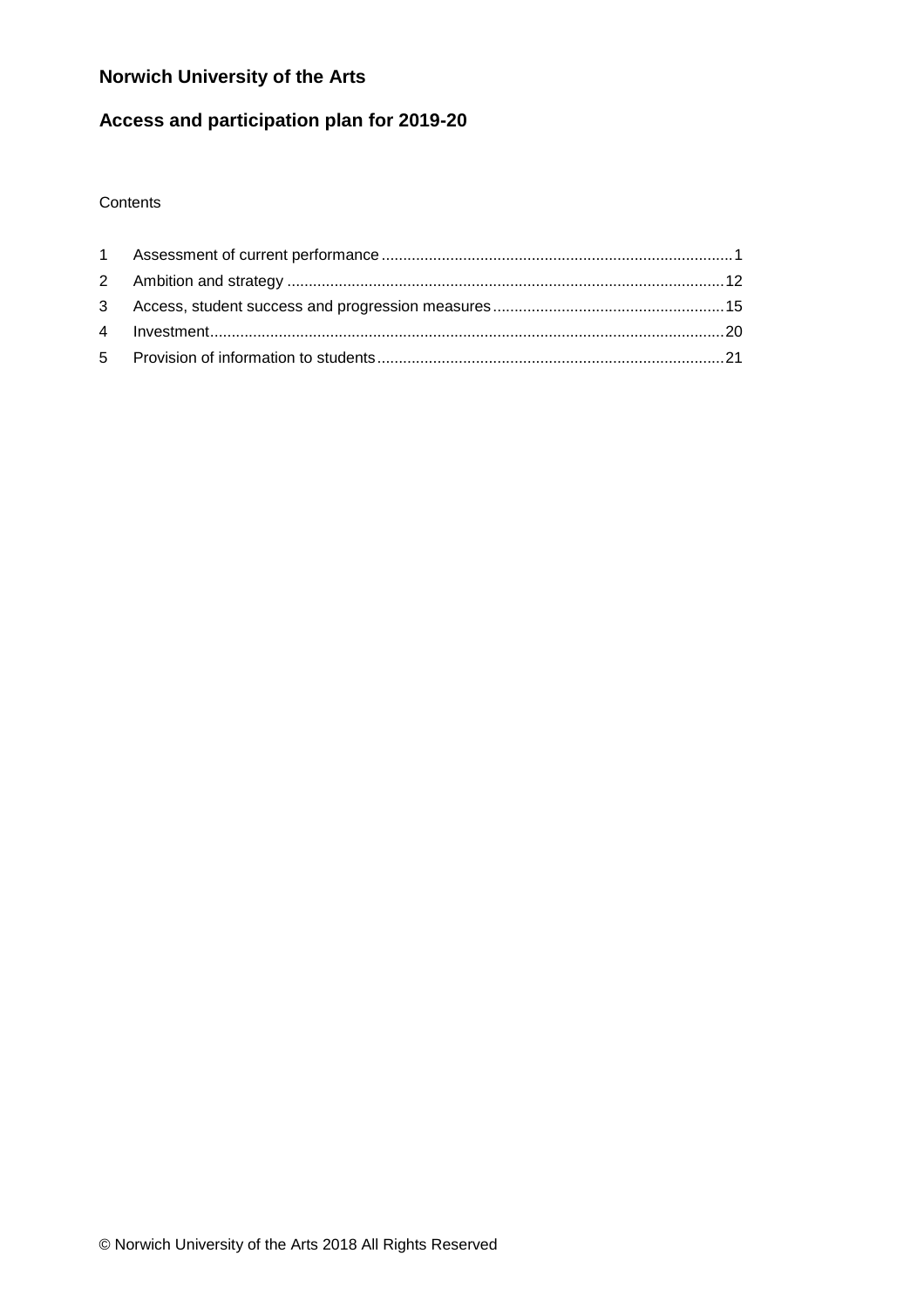# Norwich University of the Arts

## Access and participation plan for 2019-20

Contents

1 Assessment of current performance ........................................................................1
2 Ambition and strategy ........................................................................................12
3 Access, student success and progression measures .........................................15
4 Investment...........................................................................................................20
5 Provision of information to students ......................................................................21

© Norwich University of the Arts 2018 All Rights Reserved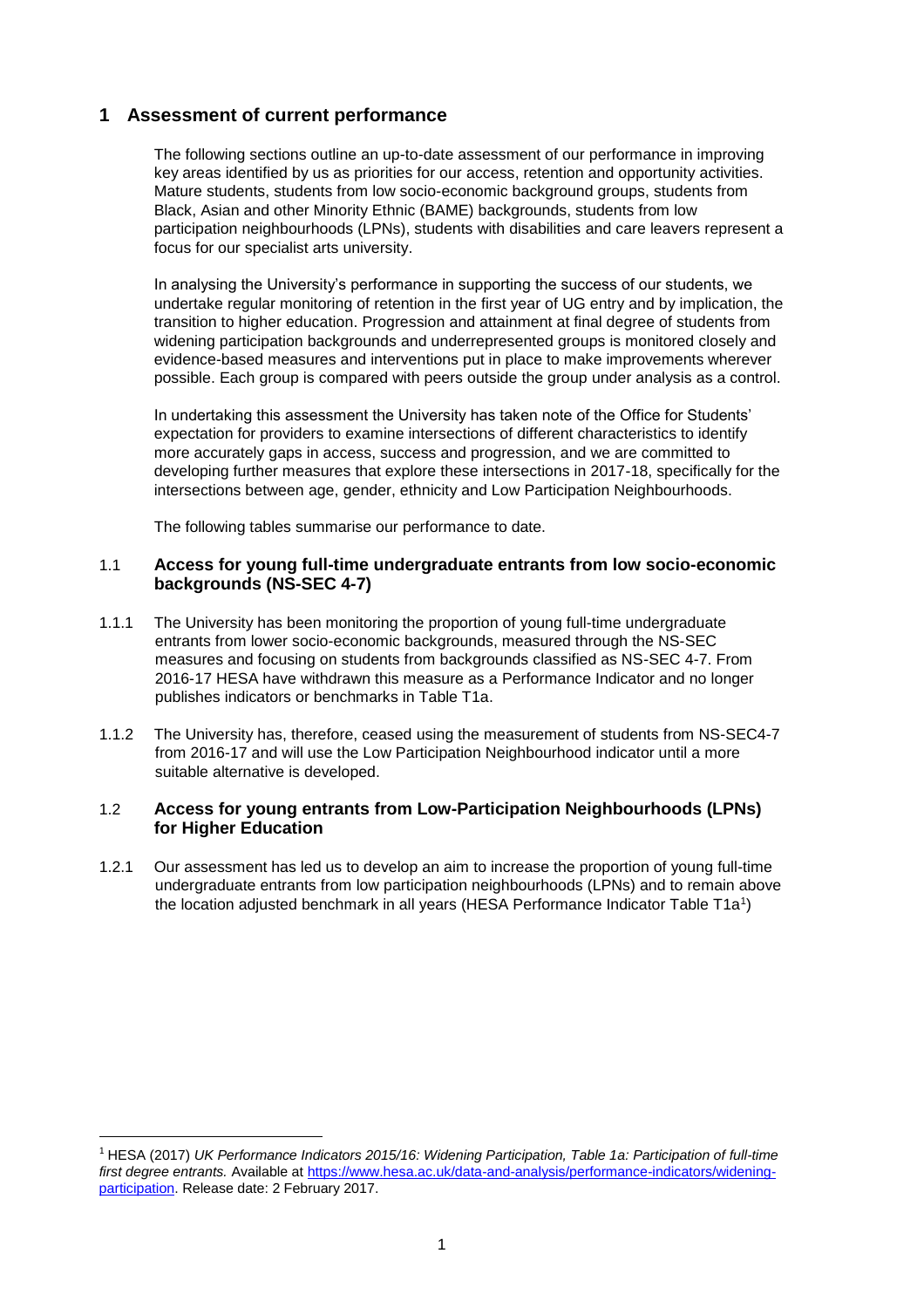# 1 Assessment of current performance

The following sections outline an up-to-date assessment of our performance in improving key areas identified by us as priorities for our access, retention and opportunity activities. Mature students, students from low socio-economic background groups, students from Black, Asian and other Minority Ethnic (BAME) backgrounds, students from low participation neighbourhoods (LPNs), students with disabilities and care leavers represent a focus for our specialist arts university.

In analysing the University's performance in supporting the success of our students, we undertake regular monitoring of retention in the first year of UG entry and by implication, the transition to higher education. Progression and attainment at final degree of students from widening participation backgrounds and underrepresented groups is monitored closely and evidence-based measures and interventions put in place to make improvements wherever possible. Each group is compared with peers outside the group under analysis as a control.

In undertaking this assessment the University has taken note of the Office for Students' expectation for providers to examine intersections of different characteristics to identify more accurately gaps in access, success and progression, and we are committed to developing further measures that explore these intersections in 2017-18, specifically for the intersections between age, gender, ethnicity and Low Participation Neighbourhoods.

The following tables summarise our performance to date.

## 1.1 Access for young full-time undergraduate entrants from low socio-economic backgrounds (NS-SEC 4-7)

1.1.1 The University has been monitoring the proportion of young full-time undergraduate entrants from lower socio-economic backgrounds, measured through the NS-SEC measures and focusing on students from backgrounds classified as NS-SEC 4-7. From 2016-17 HESA have withdrawn this measure as a Performance Indicator and no longer publishes indicators or benchmarks in Table T1a.

1.1.2 The University has, therefore, ceased using the measurement of students from NS-SEC4-7 from 2016-17 and will use the Low Participation Neighbourhood indicator until a more suitable alternative is developed.

## 1.2 Access for young entrants from Low-Participation Neighbourhoods (LPNs) for Higher Education

1.2.1 Our assessment has led us to develop an aim to increase the proportion of young full-time undergraduate entrants from low participation neighbourhoods (LPNs) and to remain above the location adjusted benchmark in all years (HESA Performance Indicator Table T1a[1])

---

[1] HESA (2017) *UK Performance Indicators 2015/16: Widening Participation, Table 1a: Participation of full-time first degree entrants.* Available at https://www.hesa.ac.uk/data-and-analysis/performance-indicators/widening-participation. Release date: 2 February 2017.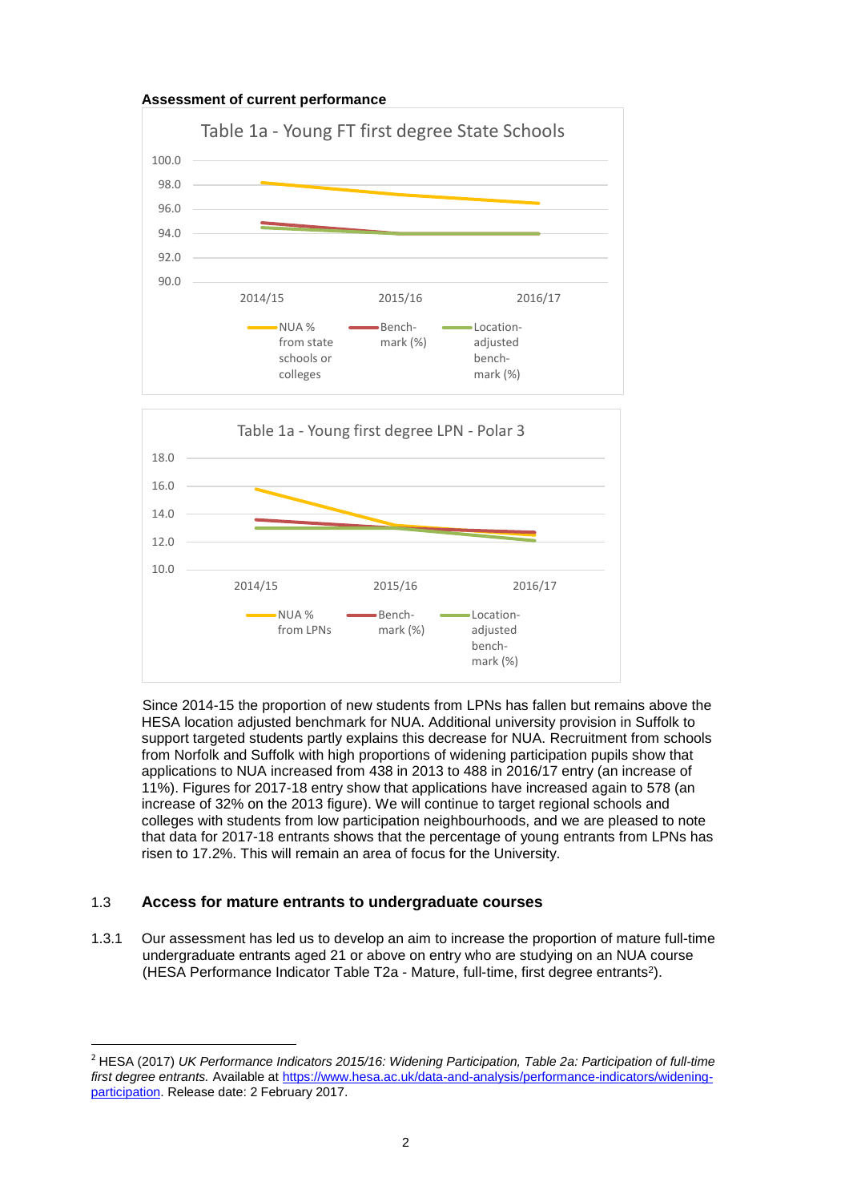**Assessment of current performance**

Table 1a - Young FT first degree State Schools

Table 1a - Young first degree LPN - Polar 3

Since 2014-15 the proportion of new students from LPNs has fallen but remains above the HESA location adjusted benchmark for NUA. Additional university provision in Suffolk to support targeted students partly explains this decrease for NUA. Recruitment from schools from Norfolk and Suffolk with high proportions of widening participation pupils show that applications to NUA increased from 438 in 2013 to 488 in 2016/17 entry (an increase of 11%). Figures for 2017-18 entry show that applications have increased again to 578 (an increase of 32% on the 2013 figure). We will continue to target regional schools and colleges with students from low participation neighbourhoods, and we are pleased to note that data for 2017-18 entrants shows that the percentage of young entrants from LPNs has risen to 17.2%. This will remain an area of focus for the University.

## 1.3 Access for mature entrants to undergraduate courses

1.3.1 Our assessment has led us to develop an aim to increase the proportion of mature full-time undergraduate entrants aged 21 or above on entry who are studying on an NUA course (HESA Performance Indicator Table T2a - Mature, full-time, first degree entrants[2]).

---

[2] HESA (2017) *UK Performance Indicators 2015/16: Widening Participation, Table 2a: Participation of full-time first degree entrants.* Available at https://www.hesa.ac.uk/data-and-analysis/performance-indicators/widening-participation. Release date: 2 February 2017.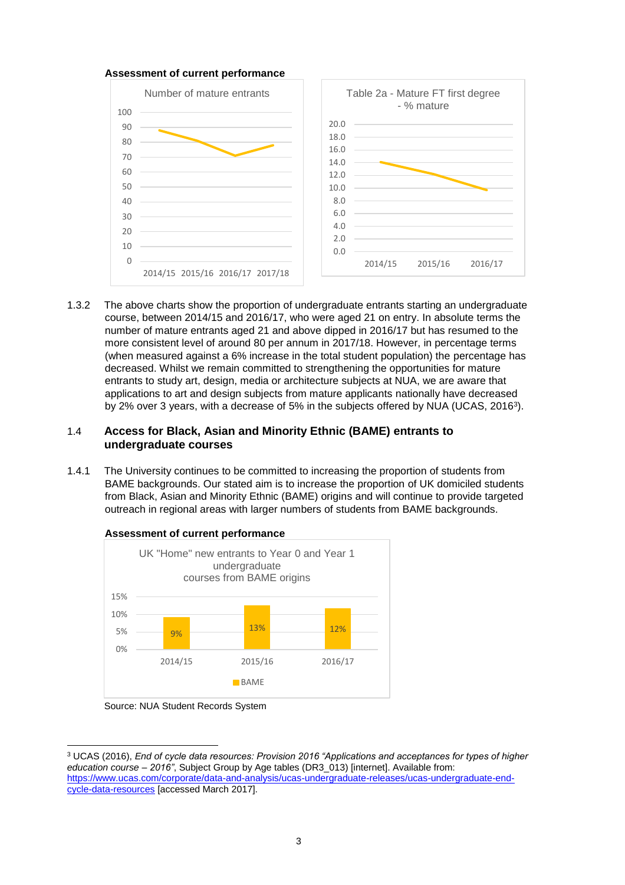**Assessment of current performance**

Number of mature entrants

Table 2a - Mature FT first degree - % mature

1.3.2 The above charts show the proportion of undergraduate entrants starting an undergraduate course, between 2014/15 and 2016/17, who were aged 21 on entry. In absolute terms the number of mature entrants aged 21 and above dipped in 2016/17 but has resumed to the more consistent level of around 80 per annum in 2017/18. However, in percentage terms (when measured against a 6% increase in the total student population) the percentage has decreased. Whilst we remain committed to strengthening the opportunities for mature entrants to study art, design, media or architecture subjects at NUA, we are aware that applications to art and design subjects from mature applicants nationally have decreased by 2% over 3 years, with a decrease of 5% in the subjects offered by NUA (UCAS, 2016[3]).

## 1.4 Access for Black, Asian and Minority Ethnic (BAME) entrants to undergraduate courses

1.4.1 The University continues to be committed to increasing the proportion of students from BAME backgrounds. Our stated aim is to increase the proportion of UK domiciled students from Black, Asian and Minority Ethnic (BAME) origins and will continue to provide targeted outreach in regional areas with larger numbers of students from BAME backgrounds.

**Assessment of current performance**

UK "Home" new entrants to Year 0 and Year 1 undergraduate courses from BAME origins

| | 2014/15 | 2015/16 | 2016/17 |
|---|---|---|---|
| BAME | 9% | 13% | 12% |

Source: NUA Student Records System

[3] UCAS (2016), *End of cycle data resources: Provision 2016 "Applications and acceptances for types of higher education course – 2016"*, Subject Group by Age tables (DR3_013) [internet]. Available from: https://www.ucas.com/corporate/data-and-analysis/ucas-undergraduate-releases/ucas-undergraduate-end-cycle-data-resources [accessed March 2017].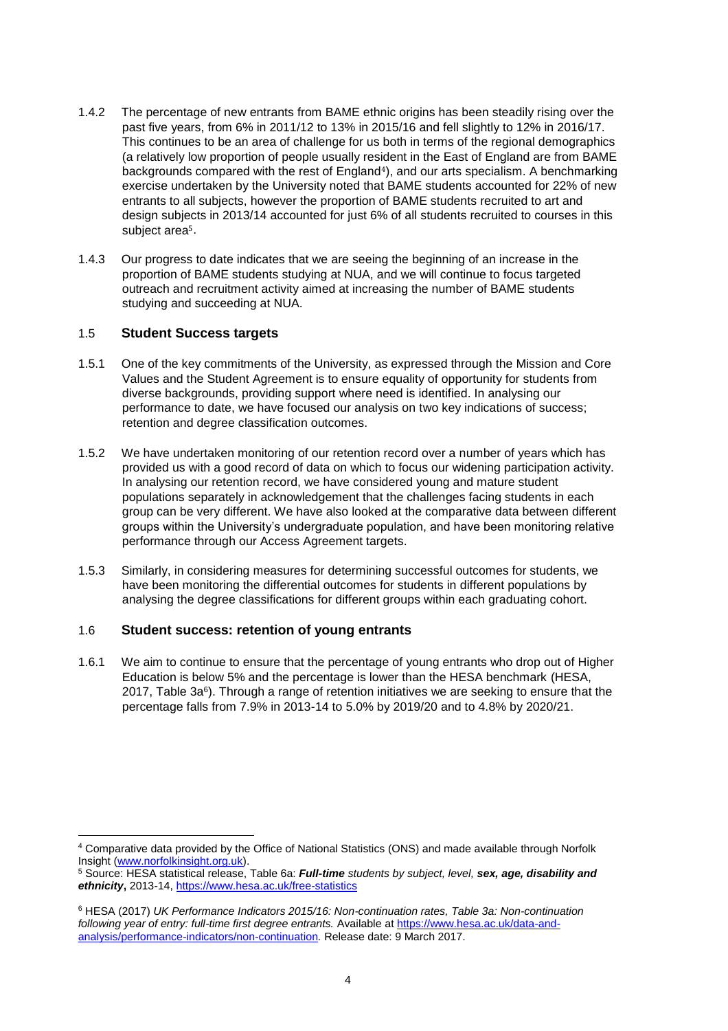1.4.2 The percentage of new entrants from BAME ethnic origins has been steadily rising over the past five years, from 6% in 2011/12 to 13% in 2015/16 and fell slightly to 12% in 2016/17. This continues to be an area of challenge for us both in terms of the regional demographics (a relatively low proportion of people usually resident in the East of England are from BAME backgrounds compared with the rest of England[4]), and our arts specialism. A benchmarking exercise undertaken by the University noted that BAME students accounted for 22% of new entrants to all subjects, however the proportion of BAME students recruited to art and design subjects in 2013/14 accounted for just 6% of all students recruited to courses in this subject area[5].

1.4.3 Our progress to date indicates that we are seeing the beginning of an increase in the proportion of BAME students studying at NUA, and we will continue to focus targeted outreach and recruitment activity aimed at increasing the number of BAME students studying and succeeding at NUA.

### 1.5 Student Success targets

1.5.1 One of the key commitments of the University, as expressed through the Mission and Core Values and the Student Agreement is to ensure equality of opportunity for students from diverse backgrounds, providing support where need is identified. In analysing our performance to date, we have focused our analysis on two key indications of success; retention and degree classification outcomes.

1.5.2 We have undertaken monitoring of our retention record over a number of years which has provided us with a good record of data on which to focus our widening participation activity. In analysing our retention record, we have considered young and mature student populations separately in acknowledgement that the challenges facing students in each group can be very different. We have also looked at the comparative data between different groups within the University's undergraduate population, and have been monitoring relative performance through our Access Agreement targets.

1.5.3 Similarly, in considering measures for determining successful outcomes for students, we have been monitoring the differential outcomes for students in different populations by analysing the degree classifications for different groups within each graduating cohort.

### 1.6 Student success: retention of young entrants

1.6.1 We aim to continue to ensure that the percentage of young entrants who drop out of Higher Education is below 5% and the percentage is lower than the HESA benchmark (HESA, 2017, Table 3a[6]). Through a range of retention initiatives we are seeking to ensure that the percentage falls from 7.9% in 2013-14 to 5.0% by 2019/20 and to 4.8% by 2020/21.

---

[4] Comparative data provided by the Office of National Statistics (ONS) and made available through Norfolk Insight (www.norfolkinsight.org.uk).

[5] Source: HESA statistical release, Table 6a: ***Full-time** students by subject, level, **sex, age, disability and ethnicity***, 2013-14, https://www.hesa.ac.uk/free-statistics

[6] HESA (2017) *UK Performance Indicators 2015/16: Non-continuation rates, Table 3a: Non-continuation following year of entry: full-time first degree entrants.* Available at https://www.hesa.ac.uk/data-and-analysis/performance-indicators/non-continuation*.* Release date: 9 March 2017.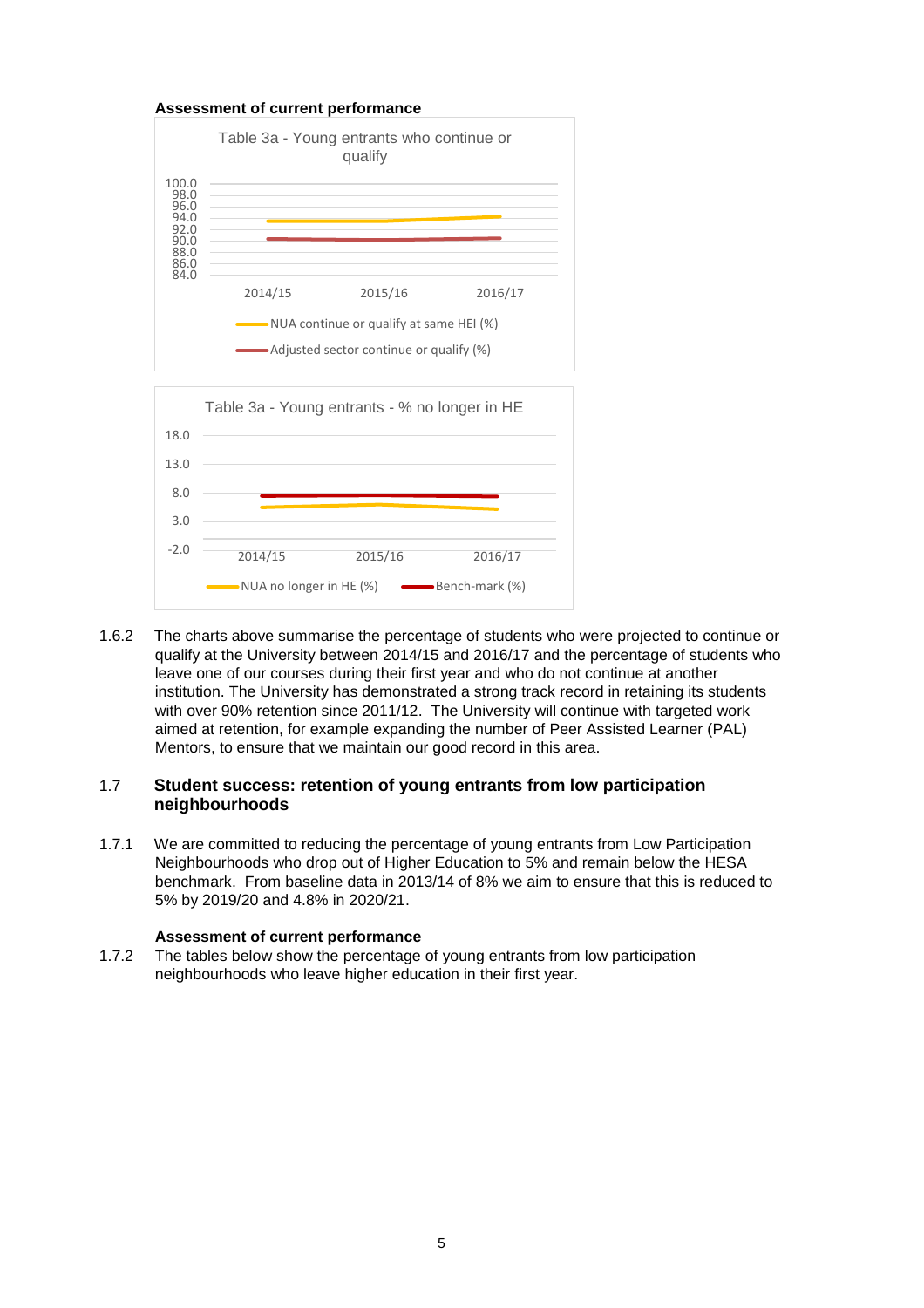**Assessment of current performance**

Table 3a - Young entrants who continue or qualify

Table 3a - Young entrants - % no longer in HE

1.6.2 The charts above summarise the percentage of students who were projected to continue or qualify at the University between 2014/15 and 2016/17 and the percentage of students who leave one of our courses during their first year and who do not continue at another institution. The University has demonstrated a strong track record in retaining its students with over 90% retention since 2011/12. The University will continue with targeted work aimed at retention, for example expanding the number of Peer Assisted Learner (PAL) Mentors, to ensure that we maintain our good record in this area.

## 1.7 Student success: retention of young entrants from low participation neighbourhoods

1.7.1 We are committed to reducing the percentage of young entrants from Low Participation Neighbourhoods who drop out of Higher Education to 5% and remain below the HESA benchmark. From baseline data in 2013/14 of 8% we aim to ensure that this is reduced to 5% by 2019/20 and 4.8% in 2020/21.

**Assessment of current performance**

1.7.2 The tables below show the percentage of young entrants from low participation neighbourhoods who leave higher education in their first year.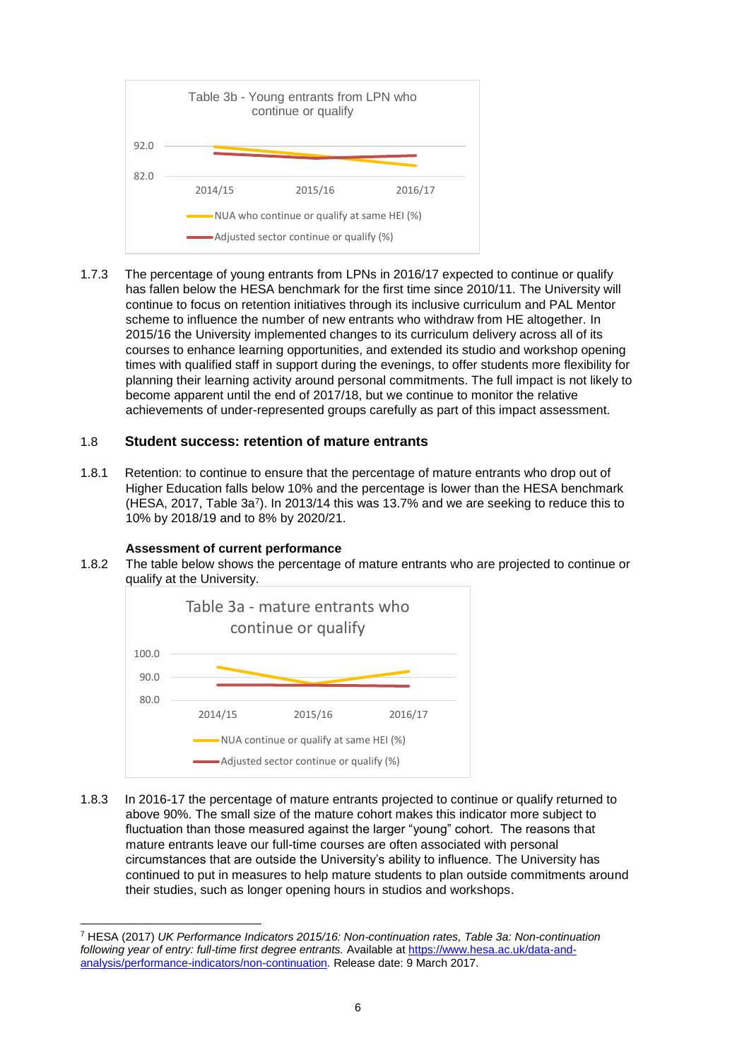Table 3b - Young entrants from LPN who continue or qualify

1.7.3 The percentage of young entrants from LPNs in 2016/17 expected to continue or qualify has fallen below the HESA benchmark for the first time since 2010/11. The University will continue to focus on retention initiatives through its inclusive curriculum and PAL Mentor scheme to influence the number of new entrants who withdraw from HE altogether. In 2015/16 the University implemented changes to its curriculum delivery across all of its courses to enhance learning opportunities, and extended its studio and workshop opening times with qualified staff in support during the evenings, to offer students more flexibility for planning their learning activity around personal commitments. The full impact is not likely to become apparent until the end of 2017/18, but we continue to monitor the relative achievements of under-represented groups carefully as part of this impact assessment.

## 1.8 Student success: retention of mature entrants

1.8.1 Retention: to continue to ensure that the percentage of mature entrants who drop out of Higher Education falls below 10% and the percentage is lower than the HESA benchmark (HESA, 2017, Table 3a[7]). In 2013/14 this was 13.7% and we are seeking to reduce this to 10% by 2018/19 and to 8% by 2020/21.

**Assessment of current performance**

1.8.2 The table below shows the percentage of mature entrants who are projected to continue or qualify at the University.

Table 3a - mature entrants who continue or qualify

1.8.3 In 2016-17 the percentage of mature entrants projected to continue or qualify returned to above 90%. The small size of the mature cohort makes this indicator more subject to fluctuation than those measured against the larger "young" cohort. The reasons that mature entrants leave our full-time courses are often associated with personal circumstances that are outside the University's ability to influence. The University has continued to put in measures to help mature students to plan outside commitments around their studies, such as longer opening hours in studios and workshops.

---

[7] HESA (2017) *UK Performance Indicators 2015/16: Non-continuation rates, Table 3a: Non-continuation following year of entry: full-time first degree entrants.* Available at https://www.hesa.ac.uk/data-and-analysis/performance-indicators/non-continuation. Release date: 9 March 2017.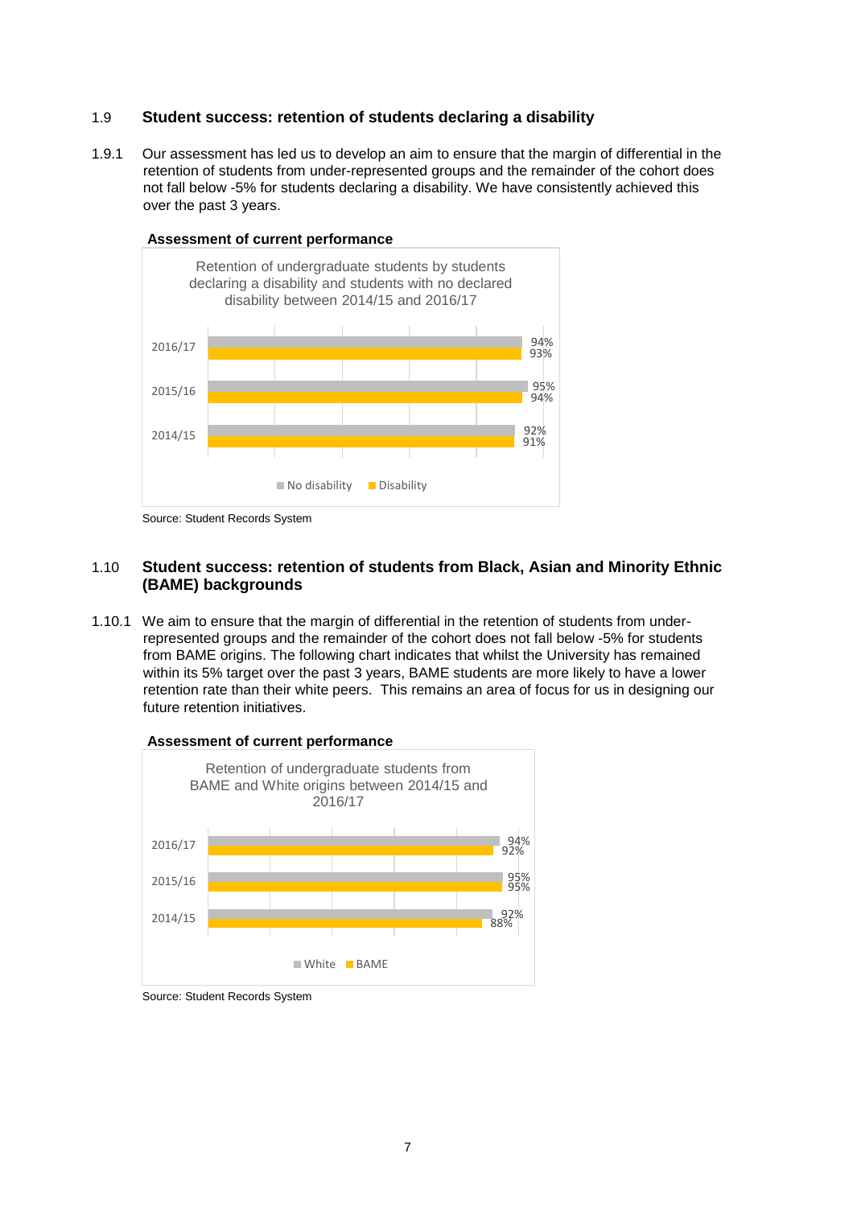### 1.9 Student success: retention of students declaring a disability

1.9.1 Our assessment has led us to develop an aim to ensure that the margin of differential in the retention of students from under-represented groups and the remainder of the cohort does not fall below -5% for students declaring a disability. We have consistently achieved this over the past 3 years.

**Assessment of current performance**

Retention of undergraduate students by students declaring a disability and students with no declared disability between 2014/15 and 2016/17

| Year | No disability | Disability |
|---|---|---|
| 2016/17 | 94% | 93% |
| 2015/16 | 95% | 94% |
| 2014/15 | 92% | 91% |

Source: Student Records System

### 1.10 Student success: retention of students from Black, Asian and Minority Ethnic (BAME) backgrounds

1.10.1 We aim to ensure that the margin of differential in the retention of students from under-represented groups and the remainder of the cohort does not fall below -5% for students from BAME origins. The following chart indicates that whilst the University has remained within its 5% target over the past 3 years, BAME students are more likely to have a lower retention rate than their white peers. This remains an area of focus for us in designing our future retention initiatives.

**Assessment of current performance**

Retention of undergraduate students from BAME and White origins between 2014/15 and 2016/17

| Year | White | BAME |
|---|---|---|
| 2016/17 | 94% | 92% |
| 2015/16 | 95% | 95% |
| 2014/15 | 92% | 88% |

Source: Student Records System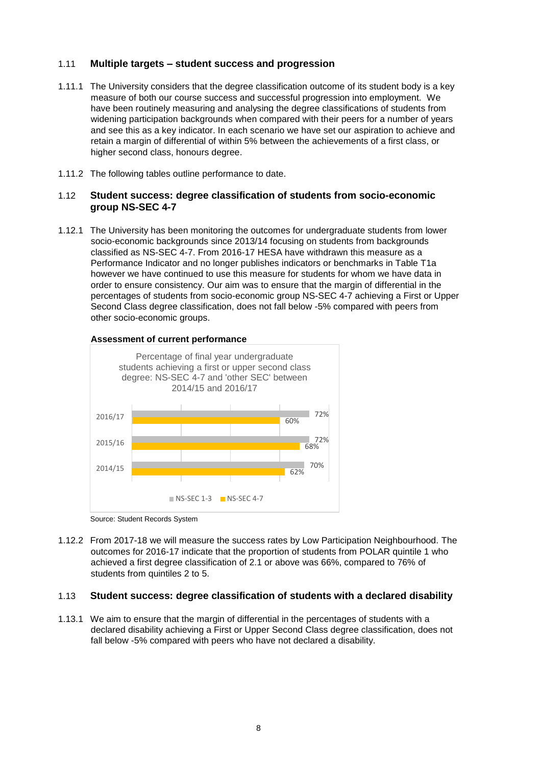## 1.11 Multiple targets – student success and progression

1.11.1 The University considers that the degree classification outcome of its student body is a key measure of both our course success and successful progression into employment. We have been routinely measuring and analysing the degree classifications of students from widening participation backgrounds when compared with their peers for a number of years and see this as a key indicator. In each scenario we have set our aspiration to achieve and retain a margin of differential of within 5% between the achievements of a first class, or higher second class, honours degree.

1.11.2 The following tables outline performance to date.

## 1.12 Student success: degree classification of students from socio-economic group NS-SEC 4-7

1.12.1 The University has been monitoring the outcomes for undergraduate students from lower socio-economic backgrounds since 2013/14 focusing on students from backgrounds classified as NS-SEC 4-7. From 2016-17 HESA have withdrawn this measure as a Performance Indicator and no longer publishes indicators or benchmarks in Table T1a however we have continued to use this measure for students for whom we have data in order to ensure consistency. Our aim was to ensure that the margin of differential in the percentages of students from socio-economic group NS-SEC 4-7 achieving a First or Upper Second Class degree classification, does not fall below -5% compared with peers from other socio-economic groups.

**Assessment of current performance**

Percentage of final year undergraduate students achieving a first or upper second class degree: NS-SEC 4-7 and 'other SEC' between 2014/15 and 2016/17

| | NS-SEC 1-3 | NS-SEC 4-7 |
|---|---|---|
| 2016/17 | 72% | 60% |
| 2015/16 | 72% | 68% |
| 2014/15 | 70% | 62% |

Source: Student Records System

1.12.2 From 2017-18 we will measure the success rates by Low Participation Neighbourhood. The outcomes for 2016-17 indicate that the proportion of students from POLAR quintile 1 who achieved a first degree classification of 2.1 or above was 66%, compared to 76% of students from quintiles 2 to 5.

## 1.13 Student success: degree classification of students with a declared disability

1.13.1 We aim to ensure that the margin of differential in the percentages of students with a declared disability achieving a First or Upper Second Class degree classification, does not fall below -5% compared with peers who have not declared a disability.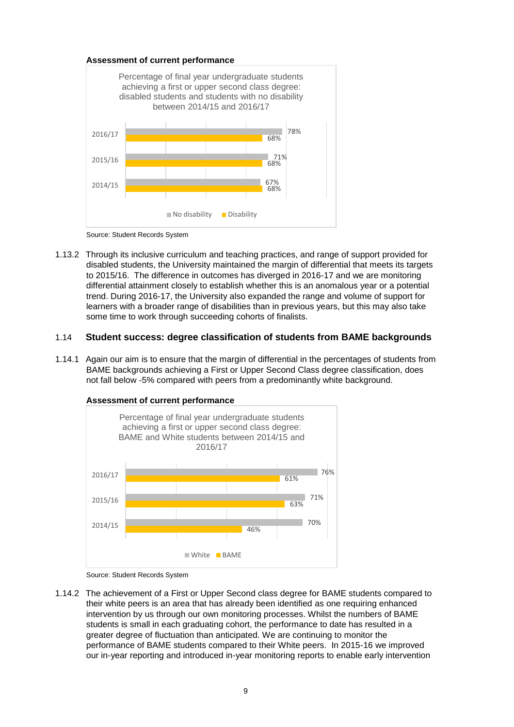**Assessment of current performance**

Percentage of final year undergraduate students achieving a first or upper second class degree: disabled students and students with no disability between 2014/15 and 2016/17

| | No disability | Disability |
|---|---|---|
| 2016/17 | 78% | 68% |
| 2015/16 | 71% | 68% |
| 2014/15 | 67% | 68% |

Source: Student Records System

1.13.2 Through its inclusive curriculum and teaching practices, and range of support provided for disabled students, the University maintained the margin of differential that meets its targets to 2015/16. The difference in outcomes has diverged in 2016-17 and we are monitoring differential attainment closely to establish whether this is an anomalous year or a potential trend. During 2016-17, the University also expanded the range and volume of support for learners with a broader range of disabilities than in previous years, but this may also take some time to work through succeeding cohorts of finalists.

## 1.14 Student success: degree classification of students from BAME backgrounds

1.14.1 Again our aim is to ensure that the margin of differential in the percentages of students from BAME backgrounds achieving a First or Upper Second Class degree classification, does not fall below -5% compared with peers from a predominantly white background.

**Assessment of current performance**

Percentage of final year undergraduate students achieving a first or upper second class degree: BAME and White students between 2014/15 and 2016/17

| | White | BAME |
|---|---|---|
| 2016/17 | 76% | 61% |
| 2015/16 | 71% | 63% |
| 2014/15 | 70% | 46% |

Source: Student Records System

1.14.2 The achievement of a First or Upper Second class degree for BAME students compared to their white peers is an area that has already been identified as one requiring enhanced intervention by us through our own monitoring processes. Whilst the numbers of BAME students is small in each graduating cohort, the performance to date has resulted in a greater degree of fluctuation than anticipated. We are continuing to monitor the performance of BAME students compared to their White peers. In 2015-16 we improved our in-year reporting and introduced in-year monitoring reports to enable early intervention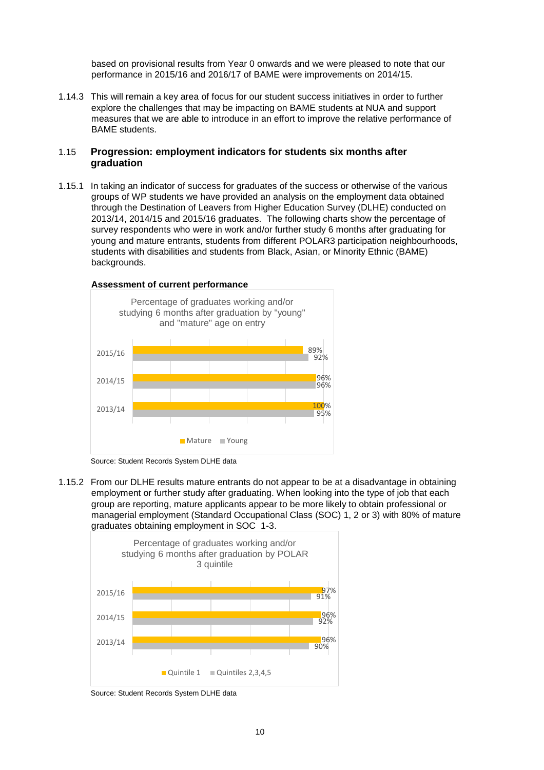based on provisional results from Year 0 onwards and we were pleased to note that our performance in 2015/16 and 2016/17 of BAME were improvements on 2014/15.

1.14.3 This will remain a key area of focus for our student success initiatives in order to further explore the challenges that may be impacting on BAME students at NUA and support measures that we are able to introduce in an effort to improve the relative performance of BAME students.

## 1.15 Progression: employment indicators for students six months after graduation

1.15.1 In taking an indicator of success for graduates of the success or otherwise of the various groups of WP students we have provided an analysis on the employment data obtained through the Destination of Leavers from Higher Education Survey (DLHE) conducted on 2013/14, 2014/15 and 2015/16 graduates. The following charts show the percentage of survey respondents who were in work and/or further study 6 months after graduating for young and mature entrants, students from different POLAR3 participation neighbourhoods, students with disabilities and students from Black, Asian, or Minority Ethnic (BAME) backgrounds.

**Assessment of current performance**

Percentage of graduates working and/or studying 6 months after graduation by "young" and "mature" age on entry

| | Mature | Young |
|---|---|---|
| 2015/16 | 89% | 92% |
| 2014/15 | 96% | 96% |
| 2013/14 | 100% | 95% |

Source: Student Records System DLHE data

1.15.2 From our DLHE results mature entrants do not appear to be at a disadvantage in obtaining employment or further study after graduating. When looking into the type of job that each group are reporting, mature applicants appear to be more likely to obtain professional or managerial employment (Standard Occupational Class (SOC) 1, 2 or 3) with 80% of mature graduates obtaining employment in SOC 1-3.

Percentage of graduates working and/or studying 6 months after graduation by POLAR 3 quintile

| | Quintile 1 | Quintiles 2,3,4,5 |
|---|---|---|
| 2015/16 | 97% | 91% |
| 2014/15 | 96% | 92% |
| 2013/14 | 96% | 90% |

Source: Student Records System DLHE data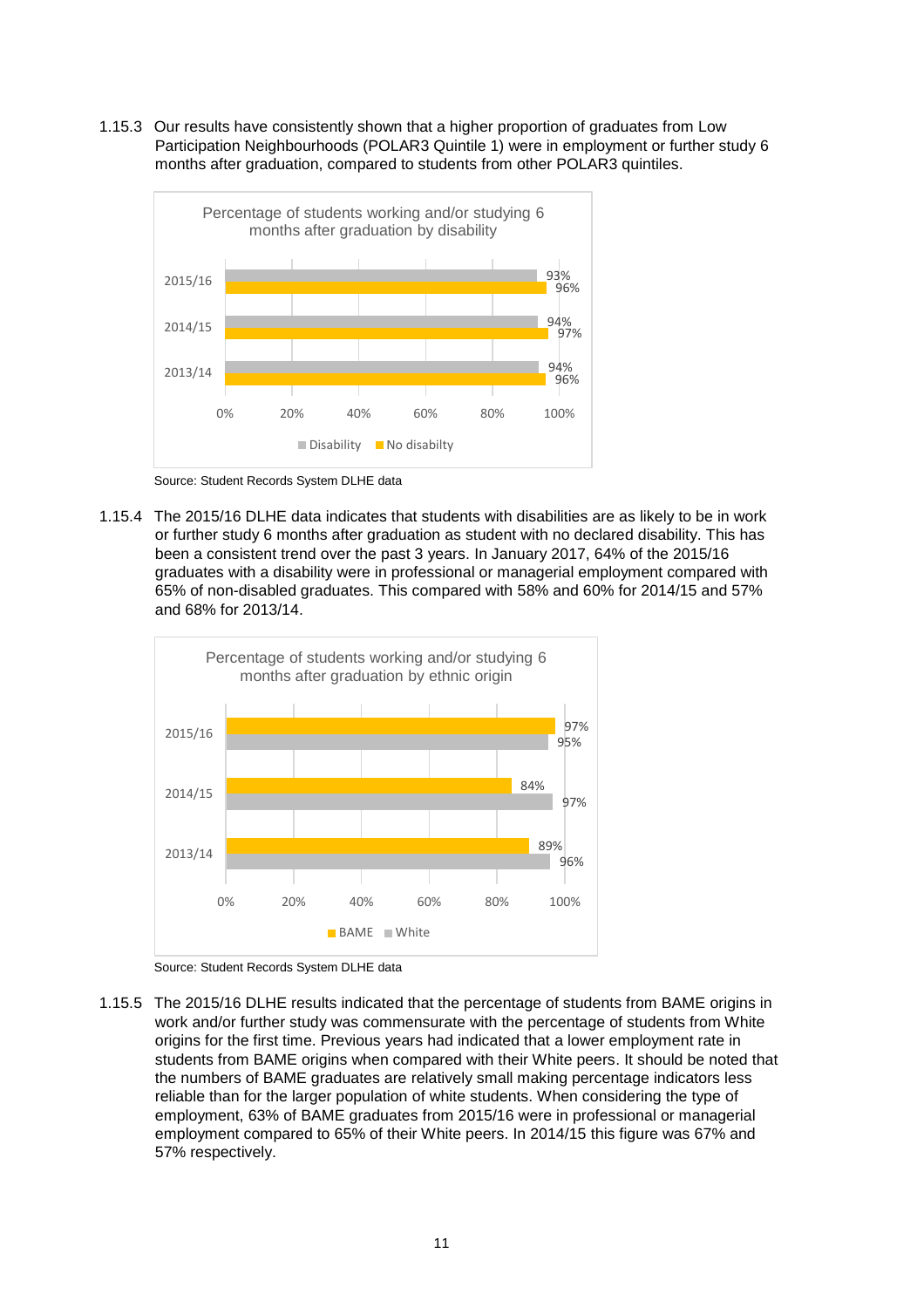1.15.3 Our results have consistently shown that a higher proportion of graduates from Low Participation Neighbourhoods (POLAR3 Quintile 1) were in employment or further study 6 months after graduation, compared to students from other POLAR3 quintiles.

**Percentage of students working and/or studying 6 months after graduation by disability**

| | Disability | No disabilty |
|---|---|---|
| 2015/16 | 93% | 96% |
| 2014/15 | 94% | 97% |
| 2013/14 | 94% | 96% |

Source: Student Records System DLHE data

1.15.4 The 2015/16 DLHE data indicates that students with disabilities are as likely to be in work or further study 6 months after graduation as student with no declared disability. This has been a consistent trend over the past 3 years. In January 2017, 64% of the 2015/16 graduates with a disability were in professional or managerial employment compared with 65% of non-disabled graduates. This compared with 58% and 60% for 2014/15 and 57% and 68% for 2013/14.

**Percentage of students working and/or studying 6 months after graduation by ethnic origin**

| | BAME | White |
|---|---|---|
| 2015/16 | 97% | 95% |
| 2014/15 | 84% | 97% |
| 2013/14 | 89% | 96% |

Source: Student Records System DLHE data

1.15.5 The 2015/16 DLHE results indicated that the percentage of students from BAME origins in work and/or further study was commensurate with the percentage of students from White origins for the first time. Previous years had indicated that a lower employment rate in students from BAME origins when compared with their White peers. It should be noted that the numbers of BAME graduates are relatively small making percentage indicators less reliable than for the larger population of white students. When considering the type of employment, 63% of BAME graduates from 2015/16 were in professional or managerial employment compared to 65% of their White peers. In 2014/15 this figure was 67% and 57% respectively.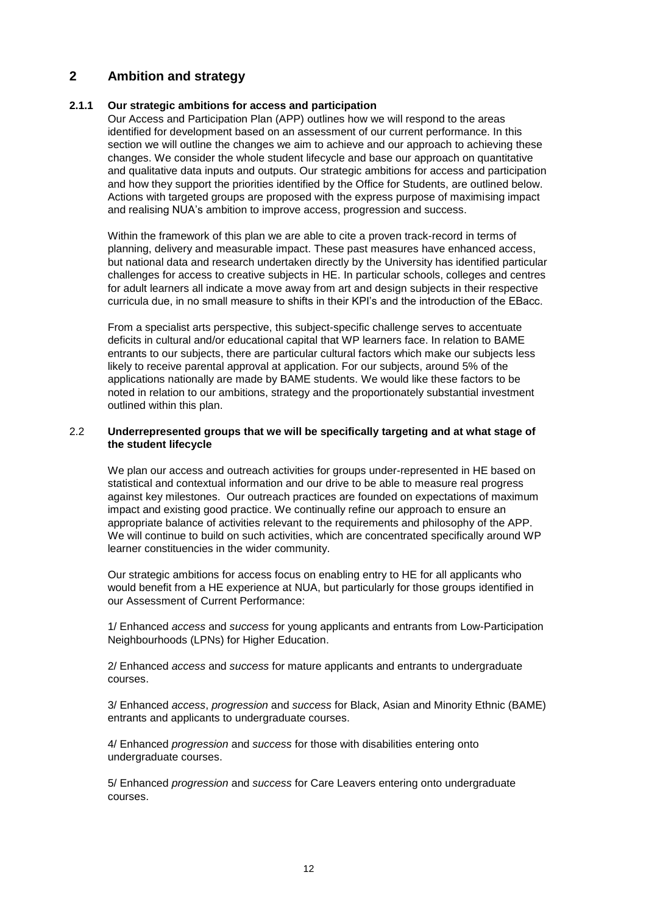## 2 Ambition and strategy

### 2.1.1 Our strategic ambitions for access and participation

Our Access and Participation Plan (APP) outlines how we will respond to the areas identified for development based on an assessment of our current performance. In this section we will outline the changes we aim to achieve and our approach to achieving these changes. We consider the whole student lifecycle and base our approach on quantitative and qualitative data inputs and outputs. Our strategic ambitions for access and participation and how they support the priorities identified by the Office for Students, are outlined below. Actions with targeted groups are proposed with the express purpose of maximising impact and realising NUA's ambition to improve access, progression and success.

Within the framework of this plan we are able to cite a proven track-record in terms of planning, delivery and measurable impact. These past measures have enhanced access, but national data and research undertaken directly by the University has identified particular challenges for access to creative subjects in HE. In particular schools, colleges and centres for adult learners all indicate a move away from art and design subjects in their respective curricula due, in no small measure to shifts in their KPI's and the introduction of the EBacc.

From a specialist arts perspective, this subject-specific challenge serves to accentuate deficits in cultural and/or educational capital that WP learners face. In relation to BAME entrants to our subjects, there are particular cultural factors which make our subjects less likely to receive parental approval at application. For our subjects, around 5% of the applications nationally are made by BAME students. We would like these factors to be noted in relation to our ambitions, strategy and the proportionately substantial investment outlined within this plan.

### 2.2 Underrepresented groups that we will be specifically targeting and at what stage of the student lifecycle

We plan our access and outreach activities for groups under-represented in HE based on statistical and contextual information and our drive to be able to measure real progress against key milestones. Our outreach practices are founded on expectations of maximum impact and existing good practice. We continually refine our approach to ensure an appropriate balance of activities relevant to the requirements and philosophy of the APP. We will continue to build on such activities, which are concentrated specifically around WP learner constituencies in the wider community.

Our strategic ambitions for access focus on enabling entry to HE for all applicants who would benefit from a HE experience at NUA, but particularly for those groups identified in our Assessment of Current Performance:

1/ Enhanced *access* and *success* for young applicants and entrants from Low-Participation Neighbourhoods (LPNs) for Higher Education.

2/ Enhanced *access* and *success* for mature applicants and entrants to undergraduate courses.

3/ Enhanced *access*, *progression* and *success* for Black, Asian and Minority Ethnic (BAME) entrants and applicants to undergraduate courses.

4/ Enhanced *progression* and *success* for those with disabilities entering onto undergraduate courses.

5/ Enhanced *progression* and *success* for Care Leavers entering onto undergraduate courses.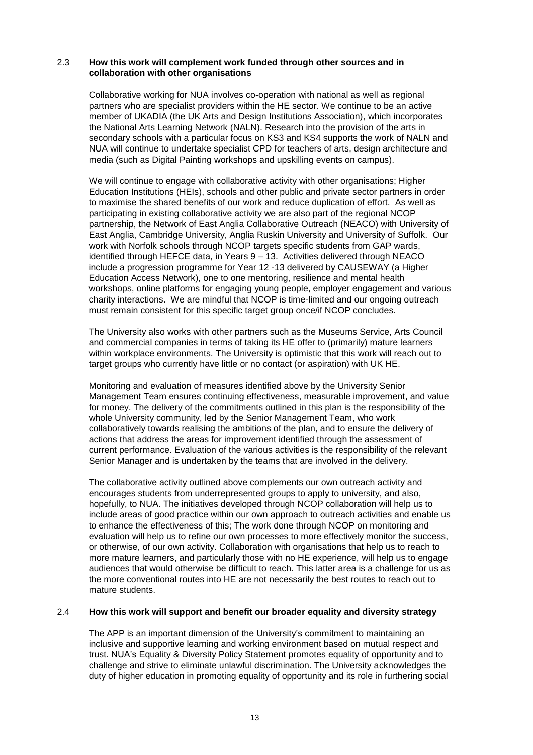### 2.3 How this work will complement work funded through other sources and in collaboration with other organisations

Collaborative working for NUA involves co-operation with national as well as regional partners who are specialist providers within the HE sector. We continue to be an active member of UKADIA (the UK Arts and Design Institutions Association), which incorporates the National Arts Learning Network (NALN). Research into the provision of the arts in secondary schools with a particular focus on KS3 and KS4 supports the work of NALN and NUA will continue to undertake specialist CPD for teachers of arts, design architecture and media (such as Digital Painting workshops and upskilling events on campus).

We will continue to engage with collaborative activity with other organisations; Higher Education Institutions (HEIs), schools and other public and private sector partners in order to maximise the shared benefits of our work and reduce duplication of effort. As well as participating in existing collaborative activity we are also part of the regional NCOP partnership, the Network of East Anglia Collaborative Outreach (NEACO) with University of East Anglia, Cambridge University, Anglia Ruskin University and University of Suffolk. Our work with Norfolk schools through NCOP targets specific students from GAP wards, identified through HEFCE data, in Years 9 – 13. Activities delivered through NEACO include a progression programme for Year 12 -13 delivered by CAUSEWAY (a Higher Education Access Network), one to one mentoring, resilience and mental health workshops, online platforms for engaging young people, employer engagement and various charity interactions. We are mindful that NCOP is time-limited and our ongoing outreach must remain consistent for this specific target group once/if NCOP concludes.

The University also works with other partners such as the Museums Service, Arts Council and commercial companies in terms of taking its HE offer to (primarily) mature learners within workplace environments. The University is optimistic that this work will reach out to target groups who currently have little or no contact (or aspiration) with UK HE.

Monitoring and evaluation of measures identified above by the University Senior Management Team ensures continuing effectiveness, measurable improvement, and value for money. The delivery of the commitments outlined in this plan is the responsibility of the whole University community, led by the Senior Management Team, who work collaboratively towards realising the ambitions of the plan, and to ensure the delivery of actions that address the areas for improvement identified through the assessment of current performance. Evaluation of the various activities is the responsibility of the relevant Senior Manager and is undertaken by the teams that are involved in the delivery.

The collaborative activity outlined above complements our own outreach activity and encourages students from underrepresented groups to apply to university, and also, hopefully, to NUA. The initiatives developed through NCOP collaboration will help us to include areas of good practice within our own approach to outreach activities and enable us to enhance the effectiveness of this; The work done through NCOP on monitoring and evaluation will help us to refine our own processes to more effectively monitor the success, or otherwise, of our own activity. Collaboration with organisations that help us to reach to more mature learners, and particularly those with no HE experience, will help us to engage audiences that would otherwise be difficult to reach. This latter area is a challenge for us as the more conventional routes into HE are not necessarily the best routes to reach out to mature students.

### 2.4 How this work will support and benefit our broader equality and diversity strategy

The APP is an important dimension of the University's commitment to maintaining an inclusive and supportive learning and working environment based on mutual respect and trust. NUA's Equality & Diversity Policy Statement promotes equality of opportunity and to challenge and strive to eliminate unlawful discrimination. The University acknowledges the duty of higher education in promoting equality of opportunity and its role in furthering social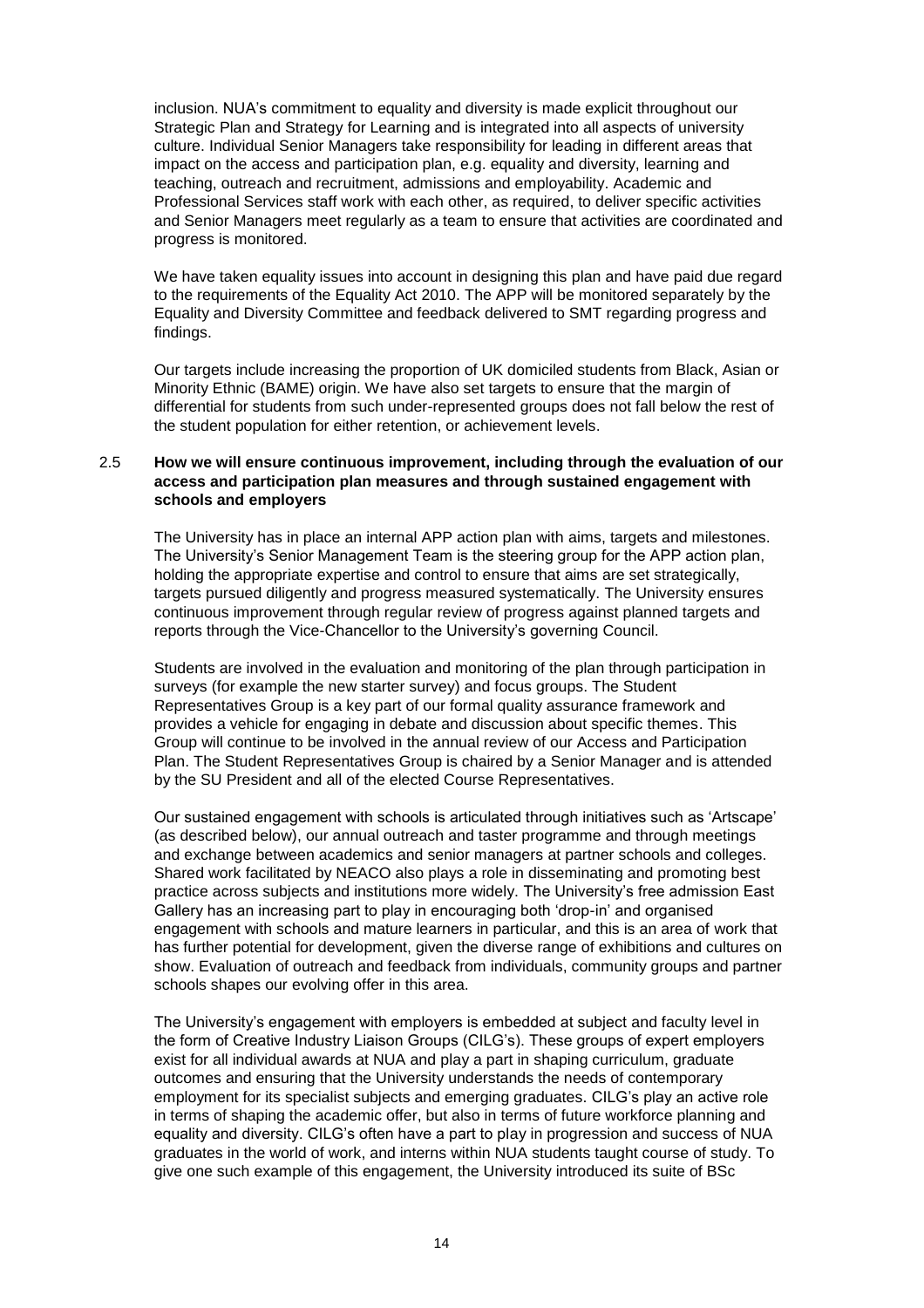inclusion. NUA's commitment to equality and diversity is made explicit throughout our Strategic Plan and Strategy for Learning and is integrated into all aspects of university culture. Individual Senior Managers take responsibility for leading in different areas that impact on the access and participation plan, e.g. equality and diversity, learning and teaching, outreach and recruitment, admissions and employability. Academic and Professional Services staff work with each other, as required, to deliver specific activities and Senior Managers meet regularly as a team to ensure that activities are coordinated and progress is monitored.

We have taken equality issues into account in designing this plan and have paid due regard to the requirements of the Equality Act 2010. The APP will be monitored separately by the Equality and Diversity Committee and feedback delivered to SMT regarding progress and findings.

Our targets include increasing the proportion of UK domiciled students from Black, Asian or Minority Ethnic (BAME) origin. We have also set targets to ensure that the margin of differential for students from such under-represented groups does not fall below the rest of the student population for either retention, or achievement levels.

### 2.5 How we will ensure continuous improvement, including through the evaluation of our access and participation plan measures and through sustained engagement with schools and employers

The University has in place an internal APP action plan with aims, targets and milestones. The University's Senior Management Team is the steering group for the APP action plan, holding the appropriate expertise and control to ensure that aims are set strategically, targets pursued diligently and progress measured systematically. The University ensures continuous improvement through regular review of progress against planned targets and reports through the Vice-Chancellor to the University's governing Council.

Students are involved in the evaluation and monitoring of the plan through participation in surveys (for example the new starter survey) and focus groups. The Student Representatives Group is a key part of our formal quality assurance framework and provides a vehicle for engaging in debate and discussion about specific themes. This Group will continue to be involved in the annual review of our Access and Participation Plan. The Student Representatives Group is chaired by a Senior Manager and is attended by the SU President and all of the elected Course Representatives.

Our sustained engagement with schools is articulated through initiatives such as 'Artscape' (as described below), our annual outreach and taster programme and through meetings and exchange between academics and senior managers at partner schools and colleges. Shared work facilitated by NEACO also plays a role in disseminating and promoting best practice across subjects and institutions more widely. The University's free admission East Gallery has an increasing part to play in encouraging both 'drop-in' and organised engagement with schools and mature learners in particular, and this is an area of work that has further potential for development, given the diverse range of exhibitions and cultures on show. Evaluation of outreach and feedback from individuals, community groups and partner schools shapes our evolving offer in this area.

The University's engagement with employers is embedded at subject and faculty level in the form of Creative Industry Liaison Groups (CILG's). These groups of expert employers exist for all individual awards at NUA and play a part in shaping curriculum, graduate outcomes and ensuring that the University understands the needs of contemporary employment for its specialist subjects and emerging graduates. CILG's play an active role in terms of shaping the academic offer, but also in terms of future workforce planning and equality and diversity. CILG's often have a part to play in progression and success of NUA graduates in the world of work, and interns within NUA students taught course of study. To give one such example of this engagement, the University introduced its suite of BSc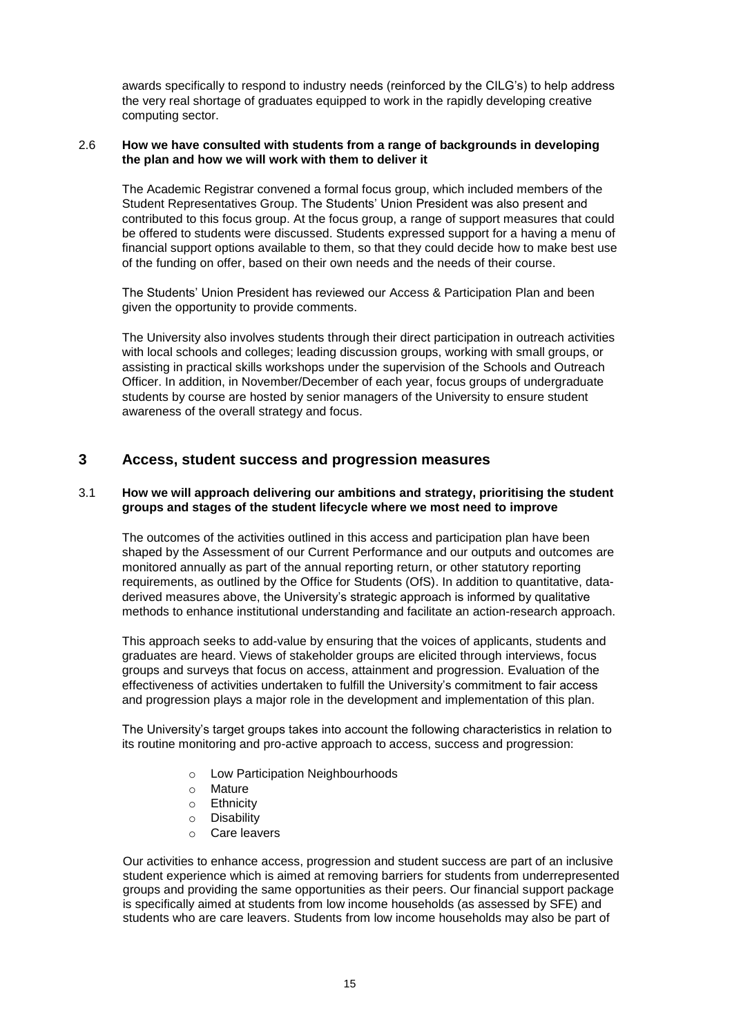awards specifically to respond to industry needs (reinforced by the CILG's) to help address the very real shortage of graduates equipped to work in the rapidly developing creative computing sector.

**2.6 How we have consulted with students from a range of backgrounds in developing the plan and how we will work with them to deliver it**

The Academic Registrar convened a formal focus group, which included members of the Student Representatives Group. The Students' Union President was also present and contributed to this focus group. At the focus group, a range of support measures that could be offered to students were discussed. Students expressed support for a having a menu of financial support options available to them, so that they could decide how to make best use of the funding on offer, based on their own needs and the needs of their course.

The Students' Union President has reviewed our Access & Participation Plan and been given the opportunity to provide comments.

The University also involves students through their direct participation in outreach activities with local schools and colleges; leading discussion groups, working with small groups, or assisting in practical skills workshops under the supervision of the Schools and Outreach Officer. In addition, in November/December of each year, focus groups of undergraduate students by course are hosted by senior managers of the University to ensure student awareness of the overall strategy and focus.

## 3 Access, student success and progression measures

**3.1 How we will approach delivering our ambitions and strategy, prioritising the student groups and stages of the student lifecycle where we most need to improve**

The outcomes of the activities outlined in this access and participation plan have been shaped by the Assessment of our Current Performance and our outputs and outcomes are monitored annually as part of the annual reporting return, or other statutory reporting requirements, as outlined by the Office for Students (OfS). In addition to quantitative, data-derived measures above, the University's strategic approach is informed by qualitative methods to enhance institutional understanding and facilitate an action-research approach.

This approach seeks to add-value by ensuring that the voices of applicants, students and graduates are heard. Views of stakeholder groups are elicited through interviews, focus groups and surveys that focus on access, attainment and progression. Evaluation of the effectiveness of activities undertaken to fulfill the University's commitment to fair access and progression plays a major role in the development and implementation of this plan.

The University's target groups takes into account the following characteristics in relation to its routine monitoring and pro-active approach to access, success and progression:

- Low Participation Neighbourhoods
- Mature
- Ethnicity
- Disability
- Care leavers

Our activities to enhance access, progression and student success are part of an inclusive student experience which is aimed at removing barriers for students from underrepresented groups and providing the same opportunities as their peers. Our financial support package is specifically aimed at students from low income households (as assessed by SFE) and students who are care leavers. Students from low income households may also be part of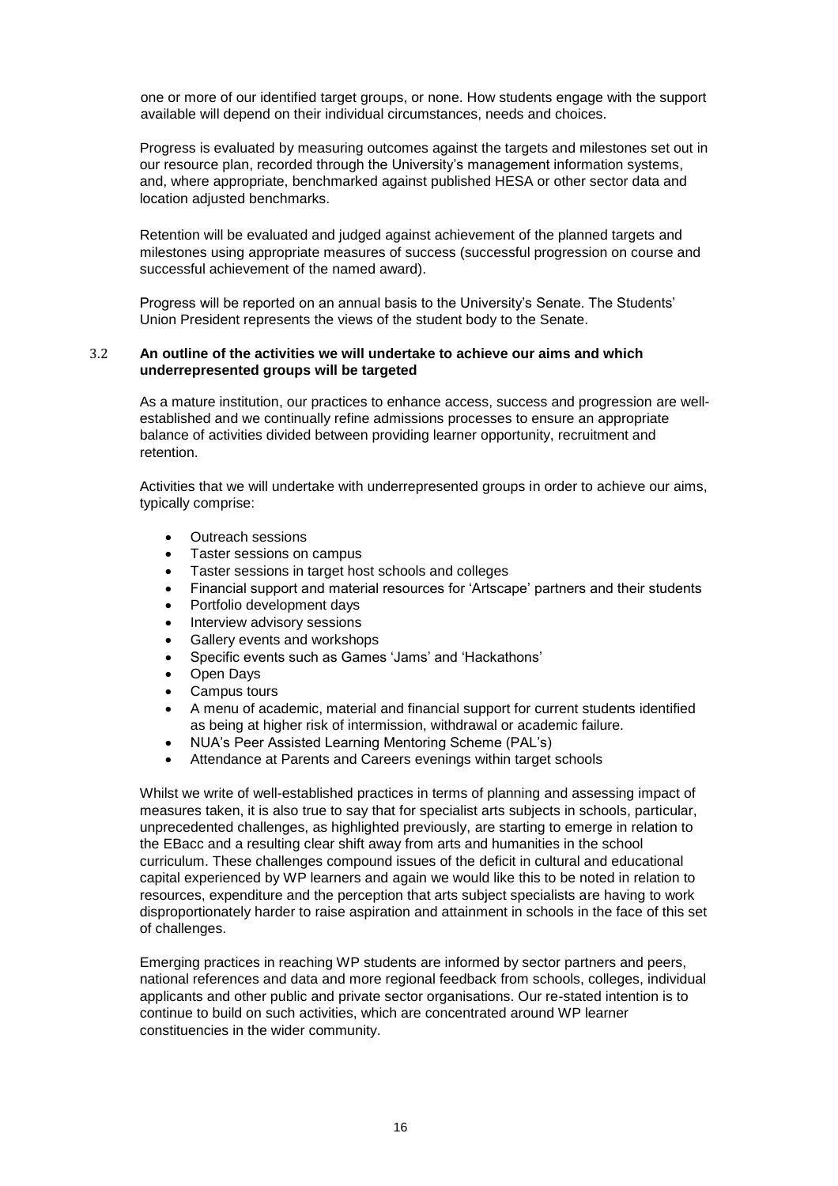one or more of our identified target groups, or none. How students engage with the support available will depend on their individual circumstances, needs and choices.

Progress is evaluated by measuring outcomes against the targets and milestones set out in our resource plan, recorded through the University's management information systems, and, where appropriate, benchmarked against published HESA or other sector data and location adjusted benchmarks.

Retention will be evaluated and judged against achievement of the planned targets and milestones using appropriate measures of success (successful progression on course and successful achievement of the named award).

Progress will be reported on an annual basis to the University's Senate. The Students' Union President represents the views of the student body to the Senate.

### 3.2 An outline of the activities we will undertake to achieve our aims and which underrepresented groups will be targeted

As a mature institution, our practices to enhance access, success and progression are well-established and we continually refine admissions processes to ensure an appropriate balance of activities divided between providing learner opportunity, recruitment and retention.

Activities that we will undertake with underrepresented groups in order to achieve our aims, typically comprise:

- Outreach sessions
- Taster sessions on campus
- Taster sessions in target host schools and colleges
- Financial support and material resources for 'Artscape' partners and their students
- Portfolio development days
- Interview advisory sessions
- Gallery events and workshops
- Specific events such as Games 'Jams' and 'Hackathons'
- Open Days
- Campus tours
- A menu of academic, material and financial support for current students identified as being at higher risk of intermission, withdrawal or academic failure.
- NUA's Peer Assisted Learning Mentoring Scheme (PAL's)
- Attendance at Parents and Careers evenings within target schools

Whilst we write of well-established practices in terms of planning and assessing impact of measures taken, it is also true to say that for specialist arts subjects in schools, particular, unprecedented challenges, as highlighted previously, are starting to emerge in relation to the EBacc and a resulting clear shift away from arts and humanities in the school curriculum. These challenges compound issues of the deficit in cultural and educational capital experienced by WP learners and again we would like this to be noted in relation to resources, expenditure and the perception that arts subject specialists are having to work disproportionately harder to raise aspiration and attainment in schools in the face of this set of challenges.

Emerging practices in reaching WP students are informed by sector partners and peers, national references and data and more regional feedback from schools, colleges, individual applicants and other public and private sector organisations. Our re-stated intention is to continue to build on such activities, which are concentrated around WP learner constituencies in the wider community.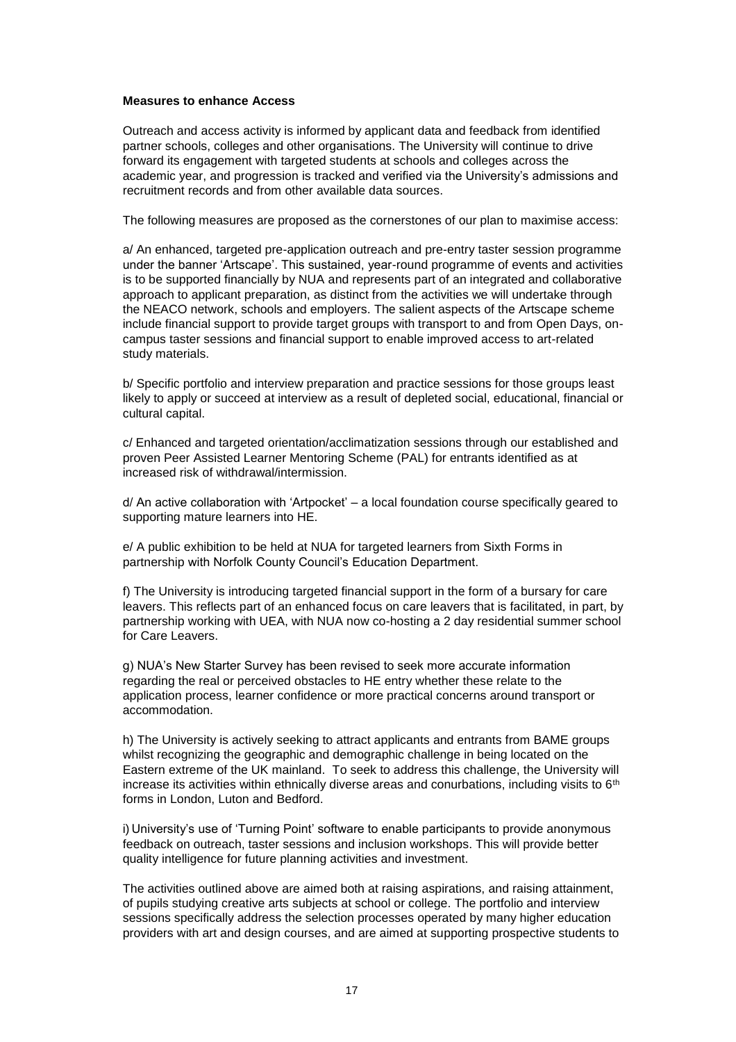**Measures to enhance Access**

Outreach and access activity is informed by applicant data and feedback from identified partner schools, colleges and other organisations. The University will continue to drive forward its engagement with targeted students at schools and colleges across the academic year, and progression is tracked and verified via the University's admissions and recruitment records and from other available data sources.

The following measures are proposed as the cornerstones of our plan to maximise access:

a/ An enhanced, targeted pre-application outreach and pre-entry taster session programme under the banner 'Artscape'. This sustained, year-round programme of events and activities is to be supported financially by NUA and represents part of an integrated and collaborative approach to applicant preparation, as distinct from the activities we will undertake through the NEACO network, schools and employers. The salient aspects of the Artscape scheme include financial support to provide target groups with transport to and from Open Days, on-campus taster sessions and financial support to enable improved access to art-related study materials.

b/ Specific portfolio and interview preparation and practice sessions for those groups least likely to apply or succeed at interview as a result of depleted social, educational, financial or cultural capital.

c/ Enhanced and targeted orientation/acclimatization sessions through our established and proven Peer Assisted Learner Mentoring Scheme (PAL) for entrants identified as at increased risk of withdrawal/intermission.

d/ An active collaboration with 'Artpocket' – a local foundation course specifically geared to supporting mature learners into HE.

e/ A public exhibition to be held at NUA for targeted learners from Sixth Forms in partnership with Norfolk County Council's Education Department.

f) The University is introducing targeted financial support in the form of a bursary for care leavers. This reflects part of an enhanced focus on care leavers that is facilitated, in part, by partnership working with UEA, with NUA now co-hosting a 2 day residential summer school for Care Leavers.

g) NUA's New Starter Survey has been revised to seek more accurate information regarding the real or perceived obstacles to HE entry whether these relate to the application process, learner confidence or more practical concerns around transport or accommodation.

h) The University is actively seeking to attract applicants and entrants from BAME groups whilst recognizing the geographic and demographic challenge in being located on the Eastern extreme of the UK mainland. To seek to address this challenge, the University will increase its activities within ethnically diverse areas and conurbations, including visits to 6th forms in London, Luton and Bedford.

i) University's use of 'Turning Point' software to enable participants to provide anonymous feedback on outreach, taster sessions and inclusion workshops. This will provide better quality intelligence for future planning activities and investment.

The activities outlined above are aimed both at raising aspirations, and raising attainment, of pupils studying creative arts subjects at school or college. The portfolio and interview sessions specifically address the selection processes operated by many higher education providers with art and design courses, and are aimed at supporting prospective students to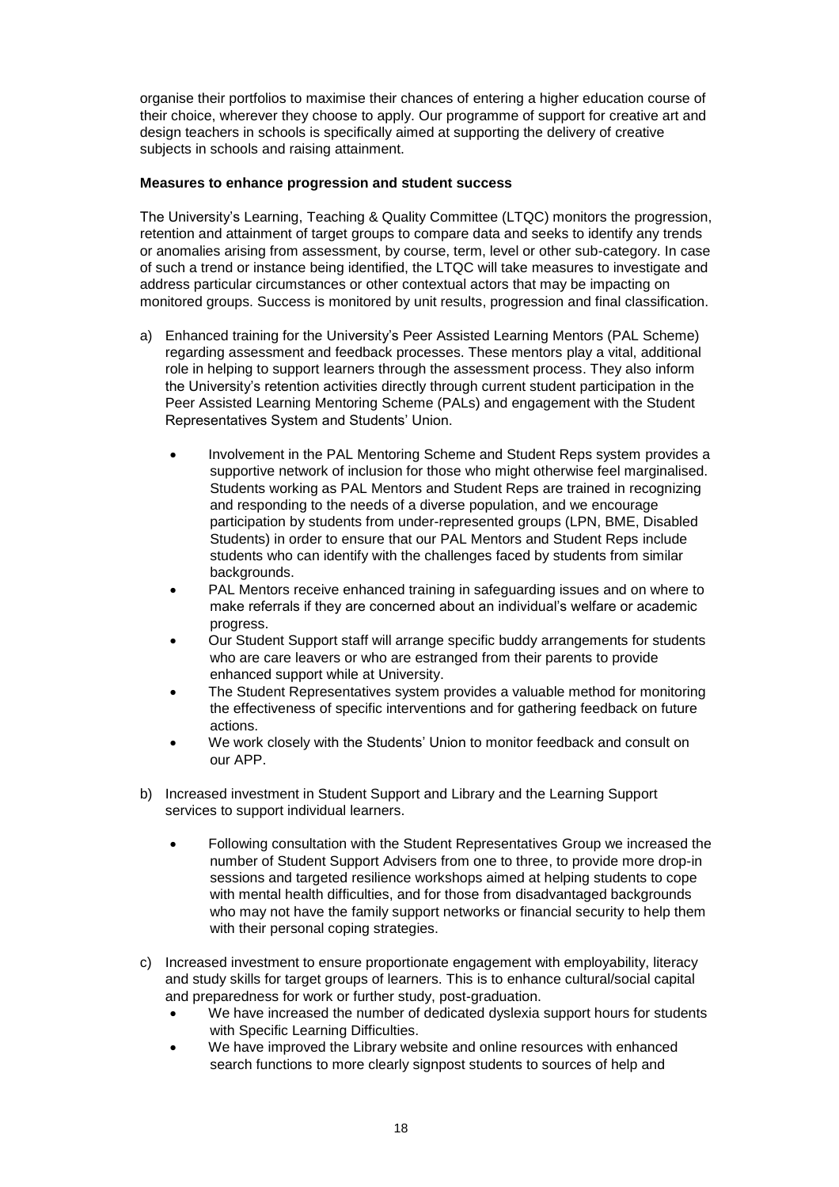organise their portfolios to maximise their chances of entering a higher education course of their choice, wherever they choose to apply. Our programme of support for creative art and design teachers in schools is specifically aimed at supporting the delivery of creative subjects in schools and raising attainment.

**Measures to enhance progression and student success**

The University's Learning, Teaching & Quality Committee (LTQC) monitors the progression, retention and attainment of target groups to compare data and seeks to identify any trends or anomalies arising from assessment, by course, term, level or other sub-category. In case of such a trend or instance being identified, the LTQC will take measures to investigate and address particular circumstances or other contextual actors that may be impacting on monitored groups. Success is monitored by unit results, progression and final classification.

a) Enhanced training for the University's Peer Assisted Learning Mentors (PAL Scheme) regarding assessment and feedback processes. These mentors play a vital, additional role in helping to support learners through the assessment process. They also inform the University's retention activities directly through current student participation in the Peer Assisted Learning Mentoring Scheme (PALs) and engagement with the Student Representatives System and Students' Union.

    - Involvement in the PAL Mentoring Scheme and Student Reps system provides a supportive network of inclusion for those who might otherwise feel marginalised. Students working as PAL Mentors and Student Reps are trained in recognizing and responding to the needs of a diverse population, and we encourage participation by students from under-represented groups (LPN, BME, Disabled Students) in order to ensure that our PAL Mentors and Student Reps include students who can identify with the challenges faced by students from similar backgrounds.
    - PAL Mentors receive enhanced training in safeguarding issues and on where to make referrals if they are concerned about an individual's welfare or academic progress.
    - Our Student Support staff will arrange specific buddy arrangements for students who are care leavers or who are estranged from their parents to provide enhanced support while at University.
    - The Student Representatives system provides a valuable method for monitoring the effectiveness of specific interventions and for gathering feedback on future actions.
    - We work closely with the Students' Union to monitor feedback and consult on our APP.

b) Increased investment in Student Support and Library and the Learning Support services to support individual learners.

    - Following consultation with the Student Representatives Group we increased the number of Student Support Advisers from one to three, to provide more drop-in sessions and targeted resilience workshops aimed at helping students to cope with mental health difficulties, and for those from disadvantaged backgrounds who may not have the family support networks or financial security to help them with their personal coping strategies.

c) Increased investment to ensure proportionate engagement with employability, literacy and study skills for target groups of learners. This is to enhance cultural/social capital and preparedness for work or further study, post-graduation.

    - We have increased the number of dedicated dyslexia support hours for students with Specific Learning Difficulties.
    - We have improved the Library website and online resources with enhanced search functions to more clearly signpost students to sources of help and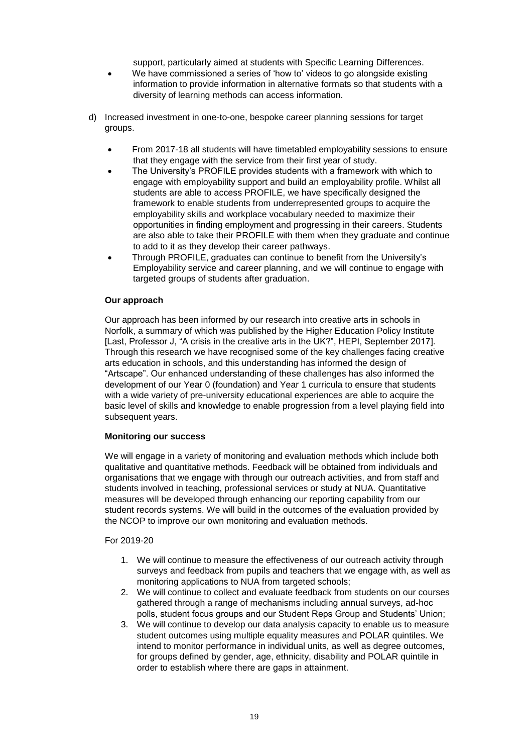support, particularly aimed at students with Specific Learning Differences.

- We have commissioned a series of 'how to' videos to go alongside existing information to provide information in alternative formats so that students with a diversity of learning methods can access information.

d) Increased investment in one-to-one, bespoke career planning sessions for target groups.

- From 2017-18 all students will have timetabled employability sessions to ensure that they engage with the service from their first year of study.
- The University's PROFILE provides students with a framework with which to engage with employability support and build an employability profile. Whilst all students are able to access PROFILE, we have specifically designed the framework to enable students from underrepresented groups to acquire the employability skills and workplace vocabulary needed to maximize their opportunities in finding employment and progressing in their careers. Students are also able to take their PROFILE with them when they graduate and continue to add to it as they develop their career pathways.
- Through PROFILE, graduates can continue to benefit from the University's Employability service and career planning, and we will continue to engage with targeted groups of students after graduation.

**Our approach**

Our approach has been informed by our research into creative arts in schools in Norfolk, a summary of which was published by the Higher Education Policy Institute [Last, Professor J, "A crisis in the creative arts in the UK?", HEPI, September 2017]. Through this research we have recognised some of the key challenges facing creative arts education in schools, and this understanding has informed the design of "Artscape". Our enhanced understanding of these challenges has also informed the development of our Year 0 (foundation) and Year 1 curricula to ensure that students with a wide variety of pre-university educational experiences are able to acquire the basic level of skills and knowledge to enable progression from a level playing field into subsequent years.

**Monitoring our success**

We will engage in a variety of monitoring and evaluation methods which include both qualitative and quantitative methods. Feedback will be obtained from individuals and organisations that we engage with through our outreach activities, and from staff and students involved in teaching, professional services or study at NUA. Quantitative measures will be developed through enhancing our reporting capability from our student records systems. We will build in the outcomes of the evaluation provided by the NCOP to improve our own monitoring and evaluation methods.

For 2019-20

1. We will continue to measure the effectiveness of our outreach activity through surveys and feedback from pupils and teachers that we engage with, as well as monitoring applications to NUA from targeted schools;
2. We will continue to collect and evaluate feedback from students on our courses gathered through a range of mechanisms including annual surveys, ad-hoc polls, student focus groups and our Student Reps Group and Students' Union;
3. We will continue to develop our data analysis capacity to enable us to measure student outcomes using multiple equality measures and POLAR quintiles. We intend to monitor performance in individual units, as well as degree outcomes, for groups defined by gender, age, ethnicity, disability and POLAR quintile in order to establish where there are gaps in attainment.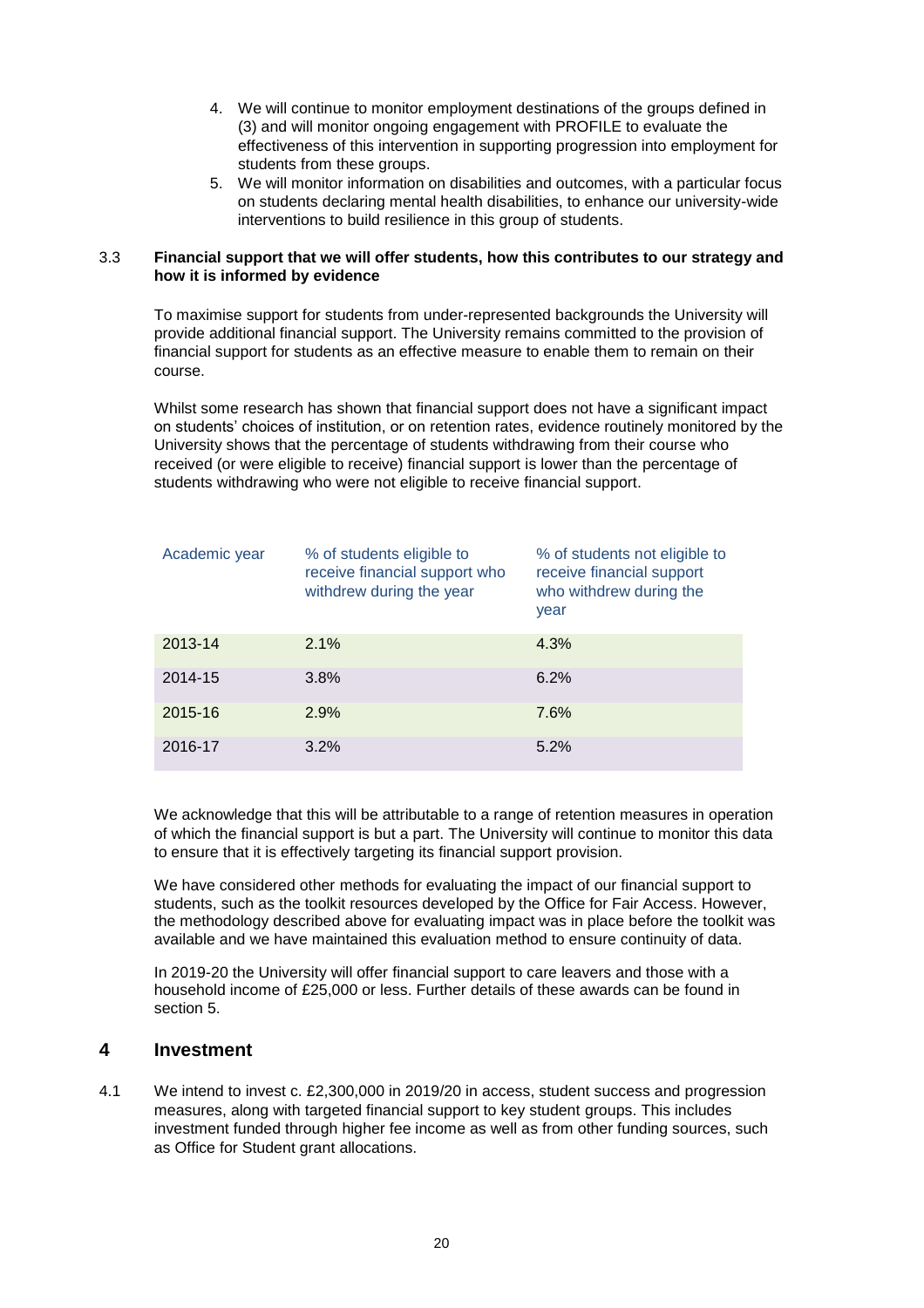4. We will continue to monitor employment destinations of the groups defined in (3) and will monitor ongoing engagement with PROFILE to evaluate the effectiveness of this intervention in supporting progression into employment for students from these groups.
5. We will monitor information on disabilities and outcomes, with a particular focus on students declaring mental health disabilities, to enhance our university-wide interventions to build resilience in this group of students.

### 3.3 Financial support that we will offer students, how this contributes to our strategy and how it is informed by evidence

To maximise support for students from under-represented backgrounds the University will provide additional financial support. The University remains committed to the provision of financial support for students as an effective measure to enable them to remain on their course.

Whilst some research has shown that financial support does not have a significant impact on students' choices of institution, or on retention rates, evidence routinely monitored by the University shows that the percentage of students withdrawing from their course who received (or were eligible to receive) financial support is lower than the percentage of students withdrawing who were not eligible to receive financial support.

| Academic year | % of students eligible to receive financial support who withdrew during the year | % of students not eligible to receive financial support who withdrew during the year |
|---|---|---|
| 2013-14 | 2.1% | 4.3% |
| 2014-15 | 3.8% | 6.2% |
| 2015-16 | 2.9% | 7.6% |
| 2016-17 | 3.2% | 5.2% |

We acknowledge that this will be attributable to a range of retention measures in operation of which the financial support is but a part. The University will continue to monitor this data to ensure that it is effectively targeting its financial support provision.

We have considered other methods for evaluating the impact of our financial support to students, such as the toolkit resources developed by the Office for Fair Access. However, the methodology described above for evaluating impact was in place before the toolkit was available and we have maintained this evaluation method to ensure continuity of data.

In 2019-20 the University will offer financial support to care leavers and those with a household income of £25,000 or less. Further details of these awards can be found in section 5.

## 4 Investment

4.1 We intend to invest c. £2,300,000 in 2019/20 in access, student success and progression measures, along with targeted financial support to key student groups. This includes investment funded through higher fee income as well as from other funding sources, such as Office for Student grant allocations.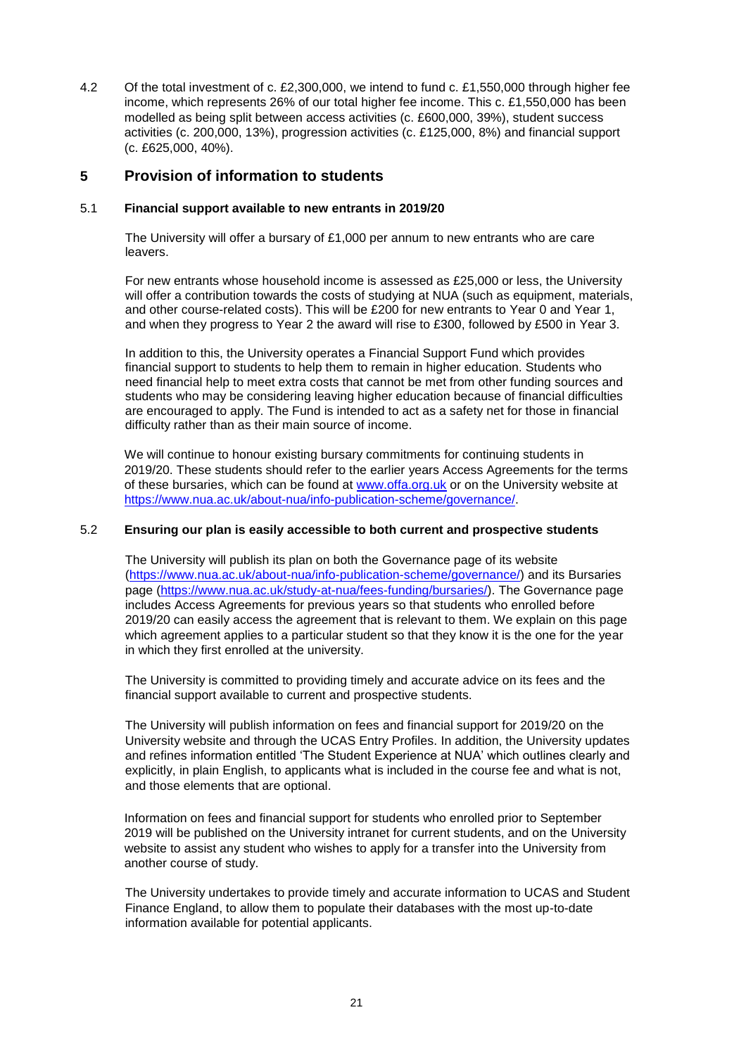4.2 Of the total investment of c. £2,300,000, we intend to fund c. £1,550,000 through higher fee income, which represents 26% of our total higher fee income. This c. £1,550,000 has been modelled as being split between access activities (c. £600,000, 39%), student success activities (c. 200,000, 13%), progression activities (c. £125,000, 8%) and financial support (c. £625,000, 40%).

# 5 Provision of information to students

### 5.1 Financial support available to new entrants in 2019/20

The University will offer a bursary of £1,000 per annum to new entrants who are care leavers.

For new entrants whose household income is assessed as £25,000 or less, the University will offer a contribution towards the costs of studying at NUA (such as equipment, materials, and other course-related costs). This will be £200 for new entrants to Year 0 and Year 1, and when they progress to Year 2 the award will rise to £300, followed by £500 in Year 3.

In addition to this, the University operates a Financial Support Fund which provides financial support to students to help them to remain in higher education. Students who need financial help to meet extra costs that cannot be met from other funding sources and students who may be considering leaving higher education because of financial difficulties are encouraged to apply. The Fund is intended to act as a safety net for those in financial difficulty rather than as their main source of income.

We will continue to honour existing bursary commitments for continuing students in 2019/20. These students should refer to the earlier years Access Agreements for the terms of these bursaries, which can be found at www.offa.org.uk or on the University website at https://www.nua.ac.uk/about-nua/info-publication-scheme/governance/.

### 5.2 Ensuring our plan is easily accessible to both current and prospective students

The University will publish its plan on both the Governance page of its website (https://www.nua.ac.uk/about-nua/info-publication-scheme/governance/) and its Bursaries page (https://www.nua.ac.uk/study-at-nua/fees-funding/bursaries/). The Governance page includes Access Agreements for previous years so that students who enrolled before 2019/20 can easily access the agreement that is relevant to them. We explain on this page which agreement applies to a particular student so that they know it is the one for the year in which they first enrolled at the university.

The University is committed to providing timely and accurate advice on its fees and the financial support available to current and prospective students.

The University will publish information on fees and financial support for 2019/20 on the University website and through the UCAS Entry Profiles. In addition, the University updates and refines information entitled 'The Student Experience at NUA' which outlines clearly and explicitly, in plain English, to applicants what is included in the course fee and what is not, and those elements that are optional.

Information on fees and financial support for students who enrolled prior to September 2019 will be published on the University intranet for current students, and on the University website to assist any student who wishes to apply for a transfer into the University from another course of study.

The University undertakes to provide timely and accurate information to UCAS and Student Finance England, to allow them to populate their databases with the most up-to-date information available for potential applicants.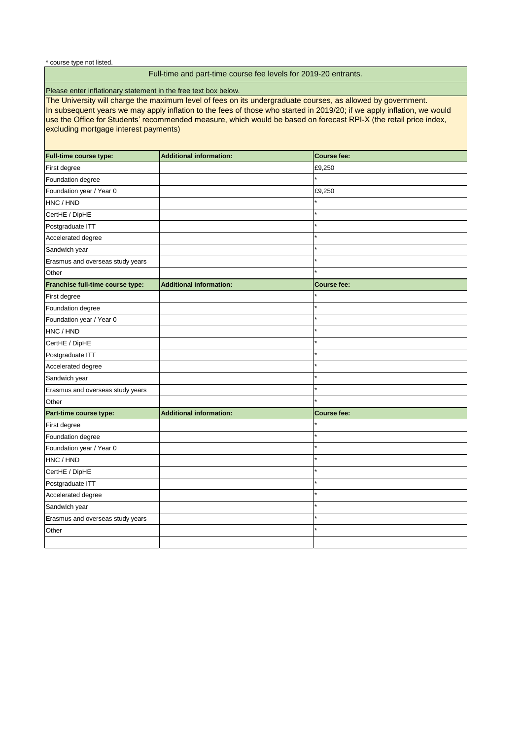\* course type not listed.

## Full-time and part-time course fee levels for 2019-20 entrants.

Please enter inflationary statement in the free text box below.

The University will charge the maximum level of fees on its undergraduate courses, as allowed by government.
In subsequent years we may apply inflation to the fees of those who started in 2019/20; if we apply inflation, we would use the Office for Students' recommended measure, which would be based on forecast RPI-X (the retail price index, excluding mortgage interest payments)

| Full-time course type: | Additional information: | Course fee: |
|---|---|---|
| First degree | | £9,250 |
| Foundation degree | | * |
| Foundation year / Year 0 | | £9,250 |
| HNC / HND | | * |
| CertHE / DipHE | | * |
| Postgraduate ITT | | * |
| Accelerated degree | | * |
| Sandwich year | | * |
| Erasmus and overseas study years | | * |
| Other | | * |
| **Franchise full-time course type:** | **Additional information:** | **Course fee:** |
| First degree | | * |
| Foundation degree | | * |
| Foundation year / Year 0 | | * |
| HNC / HND | | * |
| CertHE / DipHE | | * |
| Postgraduate ITT | | * |
| Accelerated degree | | * |
| Sandwich year | | * |
| Erasmus and overseas study years | | * |
| Other | | * |
| **Part-time course type:** | **Additional information:** | **Course fee:** |
| First degree | | * |
| Foundation degree | | * |
| Foundation year / Year 0 | | * |
| HNC / HND | | * |
| CertHE / DipHE | | * |
| Postgraduate ITT | | * |
| Accelerated degree | | * |
| Sandwich year | | * |
| Erasmus and overseas study years | | * |
| Other | | * |
| | | |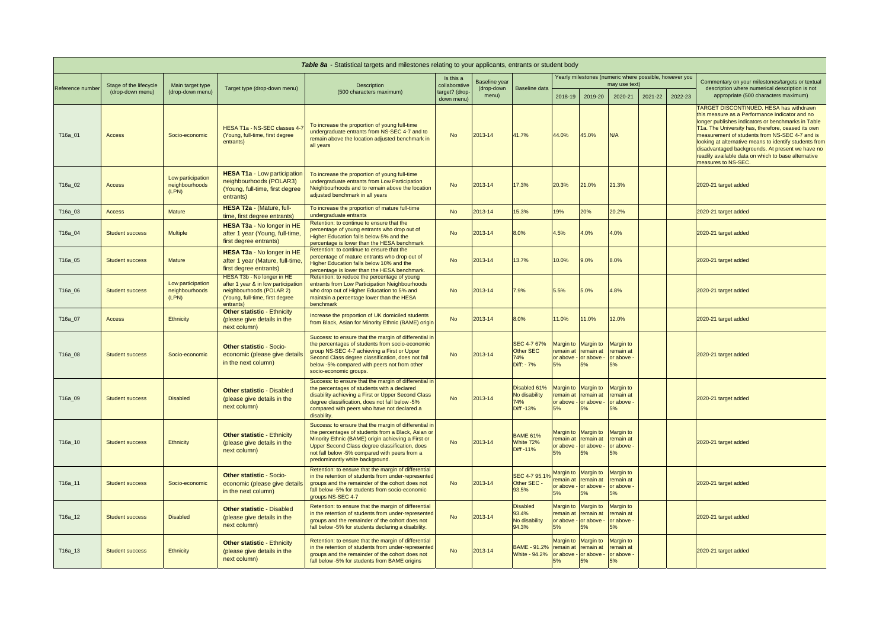**Table 8a** - Statistical targets and milestones relating to your applicants, entrants or student body

| Reference number | Stage of the lifecycle (drop-down menu) | Main target type (drop-down menu) | Target type (drop-down menu) | Description (500 characters maximum) | Is this a collaborative target? (drop-down menu) | Baseline year (drop-down menu) | Baseline data | Yearly milestones (numeric where possible, however you may use text) | | | | | Commentary on your milestones/targets or textual description where numerical description is not appropriate (500 characters maximum) |
|---|---|---|---|---|---|---|---|---|---|---|---|---|---|
| | | | | | | | | 2018-19 | 2019-20 | 2020-21 | 2021-22 | 2022-23 | |
| T16a_01 | Access | Socio-economic | HESA T1a - NS-SEC classes 4-7 (Young, full-time, first degree entrants) | To increase the proportion of young full-time undergraduate entrants from NS-SEC 4-7 and to remain above the location adjusted benchmark in all years | No | 2013-14 | 41.7% | 44.0% | 45.0% | N/A | | | TARGET DISCONTINUED. HESA has withdrawn this measure as a Performance Indicator and no longer publishes indicators or benchmarks in Table T1a. The University has, therefore, ceased its own measurement of students from NS-SEC 4-7 and is looking at alternative means to identify students from disadvantaged backgrounds. At present we have no readily available data on which to base alternative measures to NS-SEC. |
| T16a_02 | Access | Low participation neighbourhoods (LPN) | **HESA T1a** - Low participation neighbourhoods (POLAR3) (Young, full-time, first degree entrants) | To increase the proportion of young full-time undergraduate entrants from Low Participation Neighbourhoods and to remain above the location adjusted benchmark in all years | No | 2013-14 | 17.3% | 20.3% | 21.0% | 21.3% | | | 2020-21 target added |
| T16a_03 | Access | Mature | **HESA T2a** - (Mature, full-time, first degree entrants) | To increase the proportion of mature full-time undergraduate entrants | No | 2013-14 | 15.3% | 19% | 20% | 20.2% | | | 2020-21 target added |
| T16a_04 | Student success | Multiple | **HESA T3a** - No longer in HE after 1 year (Young, full-time, first degree entrants) | Retention: to continue to ensure that the percentage of young entrants who drop out of Higher Education falls below 5% and the percentage is lower than the HESA benchmark | No | 2013-14 | 8.0% | 4.5% | 4.0% | 4.0% | | | 2020-21 target added |
| T16a_05 | Student success | Mature | **HESA T3a** - No longer in HE after 1 year (Mature, full-time, first degree entrants) | Retention: to continue to ensure that the percentage of mature entrants who drop out of Higher Education falls below 10% and the percentage is lower than the HESA benchmark. | No | 2013-14 | 13.7% | 10.0% | 9.0% | 8.0% | | | 2020-21 target added |
| T16a_06 | Student success | Low participation neighbourhoods (LPN) | HESA T3b - No longer in HE after 1 year & in low participation neighbourhoods (POLAR 2) (Young, full-time, first degree entrants) | Retention: to reduce the percentage of young entrants from Low Participation Neighbourhoods who drop out of Higher Education to 5% and maintain a percentage lower than the HESA benchmark | No | 2013-14 | 7.9% | 5.5% | 5.0% | 4.8% | | | 2020-21 target added |
| T16a_07 | Access | Ethnicity | **Other statistic** - Ethnicity (please give details in the next column) | Increase the proportion of UK domiciled students from Black, Asian for Minority Ethnic (BAME) origin | No | 2013-14 | 8.0% | 11.0% | 11.0% | 12.0% | | | 2020-21 target added |
| T16a_08 | Student success | Socio-economic | **Other statistic** - Socio-economic (please give details in the next column) | Success: to ensure that the margin of differential in the percentages of students from socio-economic group NS-SEC 4-7 achieving a First or Upper Second Class degree classification, does not fall below -5% compared with peers not from other socio-economic groups. | No | 2013-14 | SEC 4-7 67% Other SEC 74% Diff: - 7% | Margin to remain at or above - 5% | Margin to remain at or above - 5% | Margin to remain at or above - 5% | | | 2020-21 target added |
| T16a_09 | Student success | Disabled | **Other statistic** - Disabled (please give details in the next column) | Success: to ensure that the margin of differential in the percentages of students with a declared disability achieving a First or Upper Second Class degree classification, does not fall below -5% compared with peers who have not declared a disability. | No | 2013-14 | Disabled 61% No disability 74% Diff -13% | Margin to remain at or above - 5% | Margin to remain at or above - 5% | Margin to remain at or above - 5% | | | 2020-21 target added |
| T16a_10 | Student success | Ethnicity | **Other statistic** - Ethnicity (please give details in the next column) | Success: to ensure that the margin of differential in the percentages of students from a Black, Asian or Minority Ethnic (BAME) origin achieving a First or Upper Second Class degree classification, does not fall below -5% compared with peers from a predominantly white background. | No | 2013-14 | BAME 61% White 72% Diff -11% | Margin to remain at or above - 5% | Margin to remain at or above - 5% | Margin to remain at or above - 5% | | | 2020-21 target added |
| T16a_11 | Student success | Socio-economic | **Other statistic** - Socio-economic (please give details in the next column) | Retention: to ensure that the margin of differential in the retention of students from under-represented groups and the remainder of the cohort does not fall below -5% for students from socio-economic groups NS-SEC 4-7 | No | 2013-14 | SEC 4-7 95.1% Other SEC - 93.5% | Margin to remain at or above - 5% | Margin to remain at or above - 5% | Margin to remain at or above - 5% | | | 2020-21 target added |
| T16a_12 | Student success | Disabled | **Other statistic** - Disabled (please give details in the next column) | Retention: to ensure that the margin of differential in the retention of students from under-represented groups and the remainder of the cohort does not fall below -5% for students declaring a disability. | No | 2013-14 | Disabled 93.4% No disability 94.3% | Margin to remain at or above - 5% | Margin to remain at or above - 5% | Margin to remain at or above - 5% | | | 2020-21 target added |
| T16a_13 | Student success | Ethnicity | **Other statistic** - Ethnicity (please give details in the next column) | Retention: to ensure that the margin of differential in the retention of students from under-represented groups and the remainder of the cohort does not fall below -5% for students from BAME origins | No | 2013-14 | BAME - 91.2% White - 94.2% | Margin to remain at or above - 5% | Margin to remain at or above - 5% | Margin to remain at or above - 5% | | | 2020-21 target added |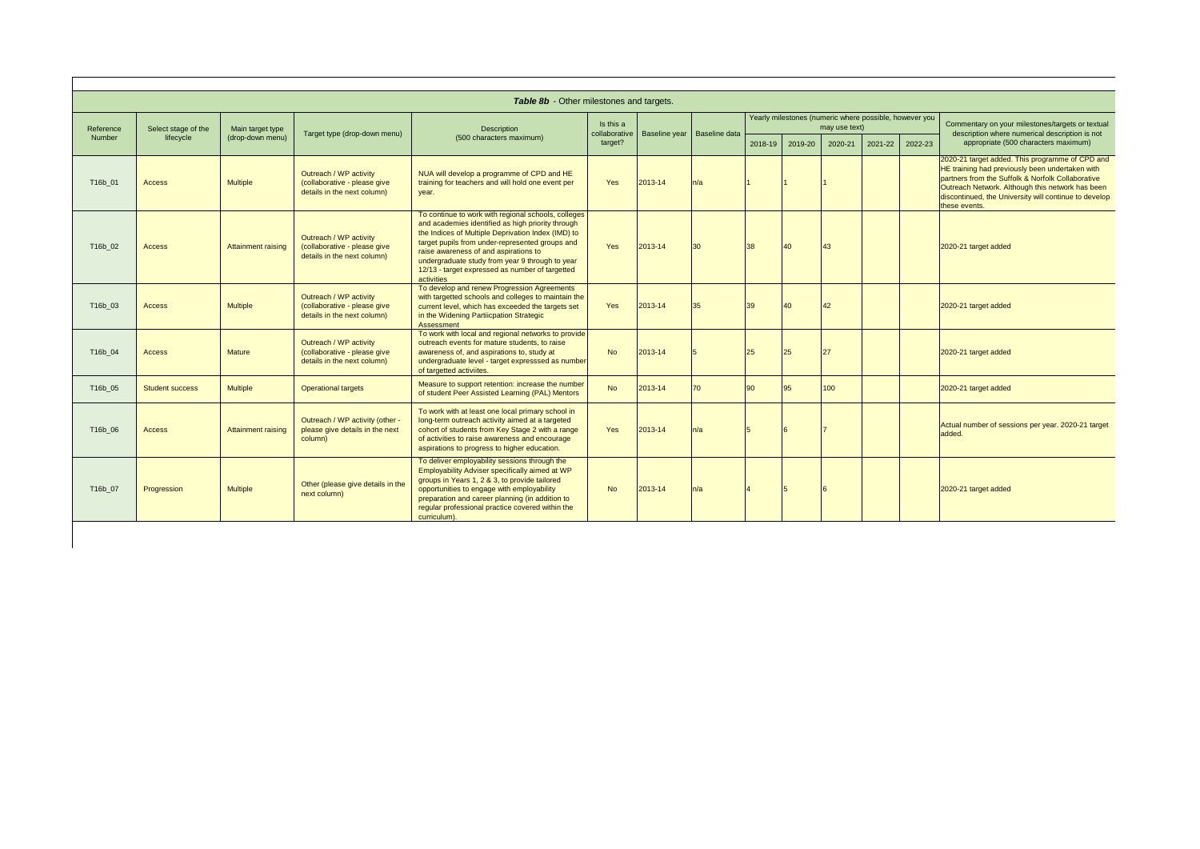**Table 8b** - Other milestones and targets.

| Reference Number | Select stage of the lifecycle | Main target type (drop-down menu) | Target type (drop-down menu) | Description (500 characters maximum) | Is this a collaborative target? | Baseline year | Baseline data | Yearly milestones (numeric where possible, however you may use text) | | | | | Commentary on your milestones/targets or textual description where numerical description is not appropriate (500 characters maximum) |
|---|---|---|---|---|---|---|---|---|---|---|---|---|---|
| | | | | | | | | 2018-19 | 2019-20 | 2020-21 | 2021-22 | 2022-23 | |
| T16b_01 | Access | Multiple | Outreach / WP activity (collaborative - please give details in the next column) | NUA will develop a programme of CPD and HE training for teachers and will hold one event per year. | Yes | 2013-14 | n/a | 1 | 1 | 1 | | | 2020-21 target added. This programme of CPD and HE training had previously been undertaken with partners from the Suffolk & Norfolk Collaborative Outreach Network. Although this network has been discontinued, the University will continue to develop these events. |
| T16b_02 | Access | Attainment raising | Outreach / WP activity (collaborative - please give details in the next column) | To continue to work with regional schools, colleges and academies identified as high priority through the Indices of Multiple Deprivation Index (IMD) to target pupils from under-represented groups and raise awareness of and aspirations to undergraduate study from year 9 through to year 12/13 - target expressed as number of targetted activities | Yes | 2013-14 | 30 | 38 | 40 | 43 | | | 2020-21 target added |
| T16b_03 | Access | Multiple | Outreach / WP activity (collaborative - please give details in the next column) | To develop and renew Progression Agreements with targetted schools and colleges to maintain the current level, which has exceeded the targets set in the Widening Partiicpation Strategic Assessment | Yes | 2013-14 | 35 | 39 | 40 | 42 | | | 2020-21 target added |
| T16b_04 | Access | Mature | Outreach / WP activity (collaborative - please give details in the next column) | To work with local and regional networks to provide outreach events for mature students, to raise awareness of, and aspirations to, study at undergraduate level - target expresssed as number of targetted activiites. | No | 2013-14 | 5 | 25 | 25 | 27 | | | 2020-21 target added |
| T16b_05 | Student success | Multiple | Operational targets | Measure to support retention: increase the number of student Peer Assisted Learning (PAL) Mentors | No | 2013-14 | 70 | 90 | 95 | 100 | | | 2020-21 target added |
| T16b_06 | Access | Attainment raising | Outreach / WP activity (other - please give details in the next column) | To work with at least one local primary school in long-term outreach activity aimed at a targeted cohort of students from Key Stage 2 with a range of activities to raise awareness and encourage aspirations to progress to higher education. | Yes | 2013-14 | n/a | 5 | 6 | 7 | | | Actual number of sessions per year. 2020-21 target added. |
| T16b_07 | Progression | Multiple | Other (please give details in the next column) | To deliver employability sessions through the Employability Adviser specifically aimed at WP groups in Years 1, 2 & 3, to provide tailored opportunities to engage with employability preparation and career planning (in addition to regular professional practice covered within the curriculum). | No | 2013-14 | n/a | 4 | 5 | 6 | | | 2020-21 target added |